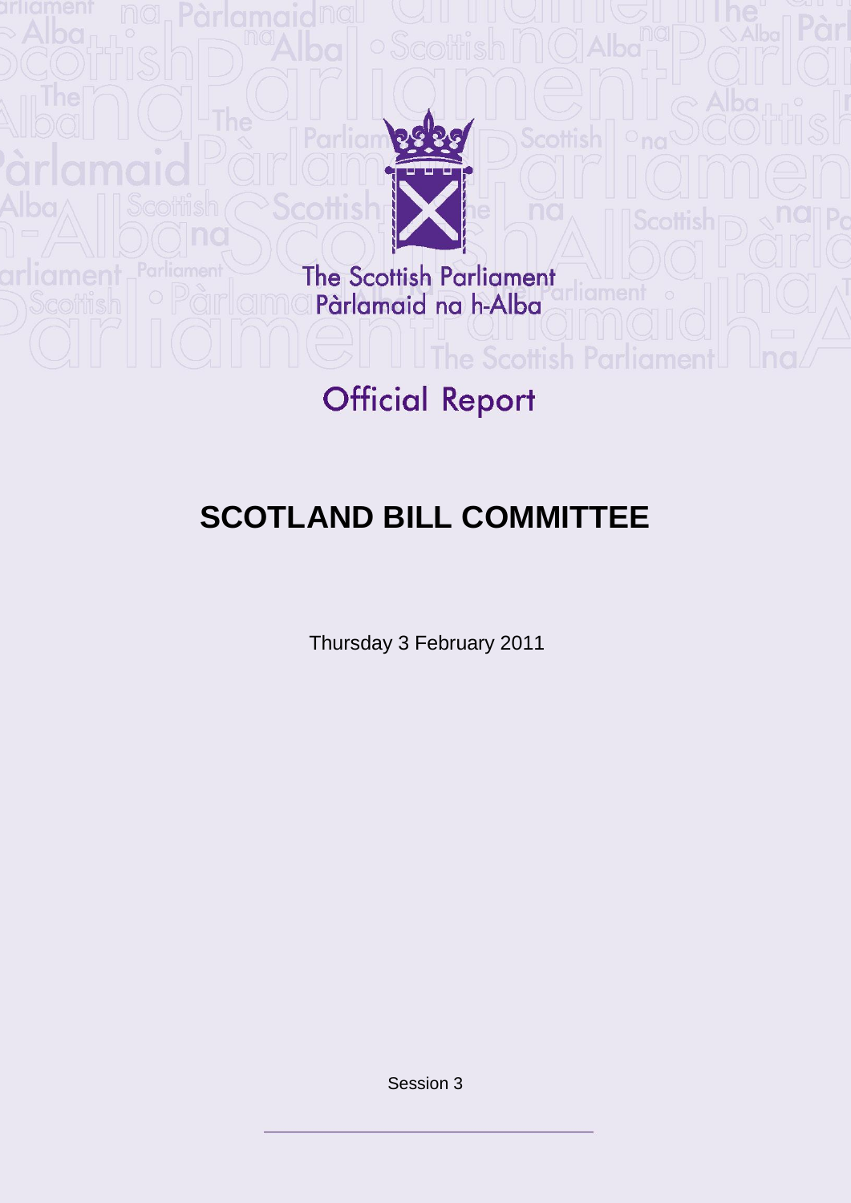The Scottish Parliament
Pàrlamaid na h-Alba

# Official Report

## SCOTLAND BILL COMMITTEE

Thursday 3 February 2011

Session 3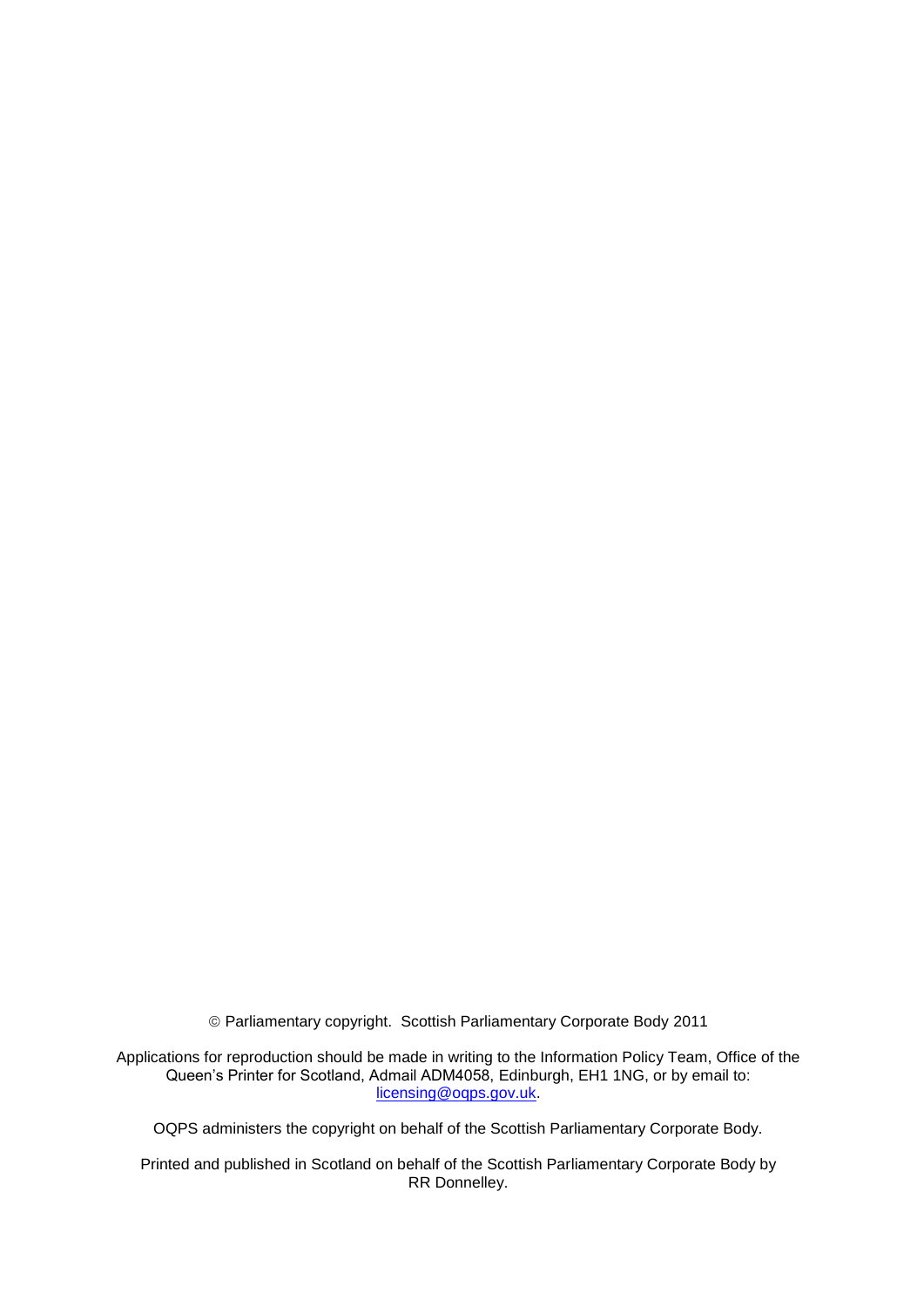© Parliamentary copyright. Scottish Parliamentary Corporate Body 2011

Applications for reproduction should be made in writing to the Information Policy Team, Office of the Queen's Printer for Scotland, Admail ADM4058, Edinburgh, EH1 1NG, or by email to: licensing@oqps.gov.uk.

OQPS administers the copyright on behalf of the Scottish Parliamentary Corporate Body.

Printed and published in Scotland on behalf of the Scottish Parliamentary Corporate Body by RR Donnelley.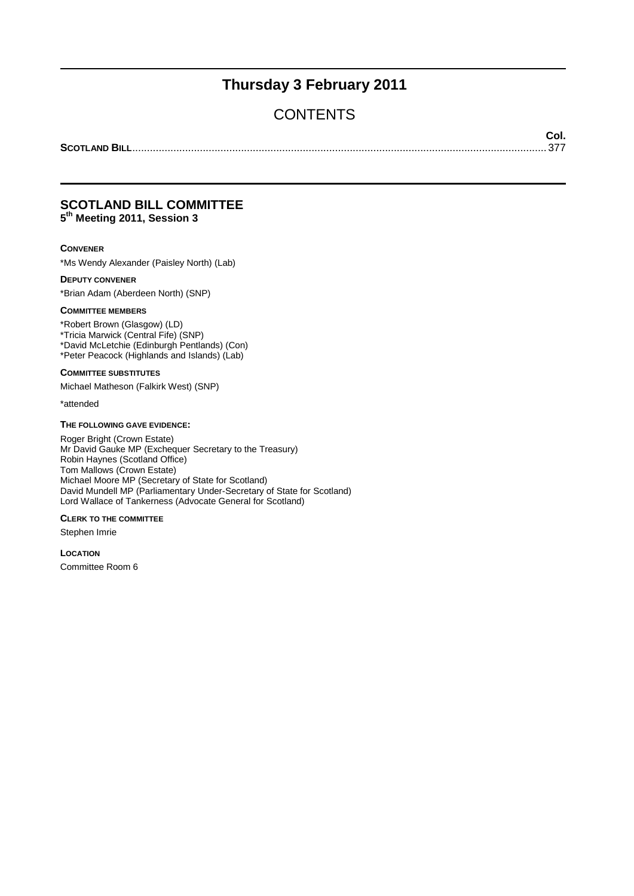# Thursday 3 February 2011

## CONTENTS

| | Col. |
|---|---|
| **SCOTLAND BILL** | 377 |

## SCOTLAND BILL COMMITTEE
### 5th Meeting 2011, Session 3

**CONVENER**

*Ms Wendy Alexander (Paisley North) (Lab)

**DEPUTY CONVENER**

*Brian Adam (Aberdeen North) (SNP)

**COMMITTEE MEMBERS**

*Robert Brown (Glasgow) (LD)
*Tricia Marwick (Central Fife) (SNP)
*David McLetchie (Edinburgh Pentlands) (Con)
*Peter Peacock (Highlands and Islands) (Lab)

**COMMITTEE SUBSTITUTES**

Michael Matheson (Falkirk West) (SNP)

*attended

**THE FOLLOWING GAVE EVIDENCE:**

Roger Bright (Crown Estate)
Mr David Gauke MP (Exchequer Secretary to the Treasury)
Robin Haynes (Scotland Office)
Tom Mallows (Crown Estate)
Michael Moore MP (Secretary of State for Scotland)
David Mundell MP (Parliamentary Under-Secretary of State for Scotland)
Lord Wallace of Tankerness (Advocate General for Scotland)

**CLERK TO THE COMMITTEE**

Stephen Imrie

**LOCATION**

Committee Room 6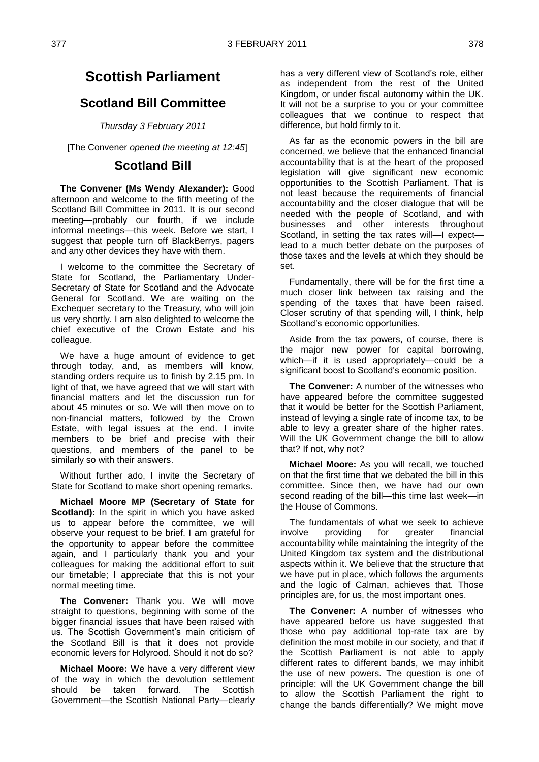# Scottish Parliament

## Scotland Bill Committee

*Thursday 3 February 2011*

[The Convener *opened the meeting at 12:45*]

## Scotland Bill

**The Convener (Ms Wendy Alexander):** Good afternoon and welcome to the fifth meeting of the Scotland Bill Committee in 2011. It is our second meeting—probably our fourth, if we include informal meetings—this week. Before we start, I suggest that people turn off BlackBerrys, pagers and any other devices they have with them.

I welcome to the committee the Secretary of State for Scotland, the Parliamentary Under-Secretary of State for Scotland and the Advocate General for Scotland. We are waiting on the Exchequer secretary to the Treasury, who will join us very shortly. I am also delighted to welcome the chief executive of the Crown Estate and his colleague.

We have a huge amount of evidence to get through today, and, as members will know, standing orders require us to finish by 2.15 pm. In light of that, we have agreed that we will start with financial matters and let the discussion run for about 45 minutes or so. We will then move on to non-financial matters, followed by the Crown Estate, with legal issues at the end. I invite members to be brief and precise with their questions, and members of the panel to be similarly so with their answers.

Without further ado, I invite the Secretary of State for Scotland to make short opening remarks.

**Michael Moore MP (Secretary of State for Scotland):** In the spirit in which you have asked us to appear before the committee, we will observe your request to be brief. I am grateful for the opportunity to appear before the committee again, and I particularly thank you and your colleagues for making the additional effort to suit our timetable; I appreciate that this is not your normal meeting time.

**The Convener:** Thank you. We will move straight to questions, beginning with some of the bigger financial issues that have been raised with us. The Scottish Government's main criticism of the Scotland Bill is that it does not provide economic levers for Holyrood. Should it not do so?

**Michael Moore:** We have a very different view of the way in which the devolution settlement should be taken forward. The Scottish Government—the Scottish National Party—clearly has a very different view of Scotland's role, either as independent from the rest of the United Kingdom, or under fiscal autonomy within the UK. It will not be a surprise to you or your committee colleagues that we continue to respect that difference, but hold firmly to it.

As far as the economic powers in the bill are concerned, we believe that the enhanced financial accountability that is at the heart of the proposed legislation will give significant new economic opportunities to the Scottish Parliament. That is not least because the requirements of financial accountability and the closer dialogue that will be needed with the people of Scotland, and with businesses and other interests throughout Scotland, in setting the tax rates will—I expect—lead to a much better debate on the purposes of those taxes and the levels at which they should be set.

Fundamentally, there will be for the first time a much closer link between tax raising and the spending of the taxes that have been raised. Closer scrutiny of that spending will, I think, help Scotland's economic opportunities.

Aside from the tax powers, of course, there is the major new power for capital borrowing, which—if it is used appropriately—could be a significant boost to Scotland's economic position.

**The Convener:** A number of the witnesses who have appeared before the committee suggested that it would be better for the Scottish Parliament, instead of levying a single rate of income tax, to be able to levy a greater share of the higher rates. Will the UK Government change the bill to allow that? If not, why not?

**Michael Moore:** As you will recall, we touched on that the first time that we debated the bill in this committee. Since then, we have had our own second reading of the bill—this time last week—in the House of Commons.

The fundamentals of what we seek to achieve involve providing for greater financial accountability while maintaining the integrity of the United Kingdom tax system and the distributional aspects within it. We believe that the structure that we have put in place, which follows the arguments and the logic of Calman, achieves that. Those principles are, for us, the most important ones.

**The Convener:** A number of witnesses who have appeared before us have suggested that those who pay additional top-rate tax are by definition the most mobile in our society, and that if the Scottish Parliament is not able to apply different rates to different bands, we may inhibit the use of new powers. The question is one of principle: will the UK Government change the bill to allow the Scottish Parliament the right to change the bands differentially? We might move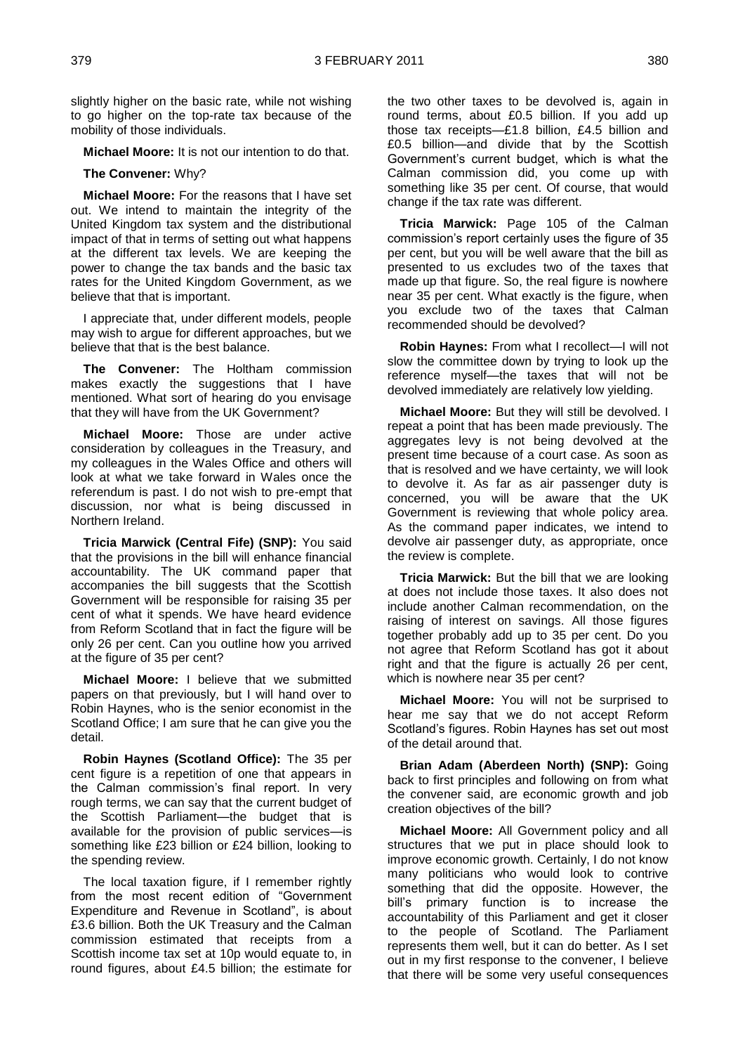slightly higher on the basic rate, while not wishing to go higher on the top-rate tax because of the mobility of those individuals.

**Michael Moore:** It is not our intention to do that.

**The Convener:** Why?

**Michael Moore:** For the reasons that I have set out. We intend to maintain the integrity of the United Kingdom tax system and the distributional impact of that in terms of setting out what happens at the different tax levels. We are keeping the power to change the tax bands and the basic tax rates for the United Kingdom Government, as we believe that that is important.

I appreciate that, under different models, people may wish to argue for different approaches, but we believe that that is the best balance.

**The Convener:** The Holtham commission makes exactly the suggestions that I have mentioned. What sort of hearing do you envisage that they will have from the UK Government?

**Michael Moore:** Those are under active consideration by colleagues in the Treasury, and my colleagues in the Wales Office and others will look at what we take forward in Wales once the referendum is past. I do not wish to pre-empt that discussion, nor what is being discussed in Northern Ireland.

**Tricia Marwick (Central Fife) (SNP):** You said that the provisions in the bill will enhance financial accountability. The UK command paper that accompanies the bill suggests that the Scottish Government will be responsible for raising 35 per cent of what it spends. We have heard evidence from Reform Scotland that in fact the figure will be only 26 per cent. Can you outline how you arrived at the figure of 35 per cent?

**Michael Moore:** I believe that we submitted papers on that previously, but I will hand over to Robin Haynes, who is the senior economist in the Scotland Office; I am sure that he can give you the detail.

**Robin Haynes (Scotland Office):** The 35 per cent figure is a repetition of one that appears in the Calman commission's final report. In very rough terms, we can say that the current budget of the Scottish Parliament—the budget that is available for the provision of public services—is something like £23 billion or £24 billion, looking to the spending review.

The local taxation figure, if I remember rightly from the most recent edition of "Government Expenditure and Revenue in Scotland", is about £3.6 billion. Both the UK Treasury and the Calman commission estimated that receipts from a Scottish income tax set at 10p would equate to, in round figures, about £4.5 billion; the estimate for the two other taxes to be devolved is, again in round terms, about £0.5 billion. If you add up those tax receipts—£1.8 billion, £4.5 billion and £0.5 billion—and divide that by the Scottish Government's current budget, which is what the Calman commission did, you come up with something like 35 per cent. Of course, that would change if the tax rate was different.

**Tricia Marwick:** Page 105 of the Calman commission's report certainly uses the figure of 35 per cent, but you will be well aware that the bill as presented to us excludes two of the taxes that made up that figure. So, the real figure is nowhere near 35 per cent. What exactly is the figure, when you exclude two of the taxes that Calman recommended should be devolved?

**Robin Haynes:** From what I recollect—I will not slow the committee down by trying to look up the reference myself—the taxes that will not be devolved immediately are relatively low yielding.

**Michael Moore:** But they will still be devolved. I repeat a point that has been made previously. The aggregates levy is not being devolved at the present time because of a court case. As soon as that is resolved and we have certainty, we will look to devolve it. As far as air passenger duty is concerned, you will be aware that the UK Government is reviewing that whole policy area. As the command paper indicates, we intend to devolve air passenger duty, as appropriate, once the review is complete.

**Tricia Marwick:** But the bill that we are looking at does not include those taxes. It also does not include another Calman recommendation, on the raising of interest on savings. All those figures together probably add up to 35 per cent. Do you not agree that Reform Scotland has got it about right and that the figure is actually 26 per cent, which is nowhere near 35 per cent?

**Michael Moore:** You will not be surprised to hear me say that we do not accept Reform Scotland's figures. Robin Haynes has set out most of the detail around that.

**Brian Adam (Aberdeen North) (SNP):** Going back to first principles and following on from what the convener said, are economic growth and job creation objectives of the bill?

**Michael Moore:** All Government policy and all structures that we put in place should look to improve economic growth. Certainly, I do not know many politicians who would look to contrive something that did the opposite. However, the bill's primary function is to increase the accountability of this Parliament and get it closer to the people of Scotland. The Parliament represents them well, but it can do better. As I set out in my first response to the convener, I believe that there will be some very useful consequences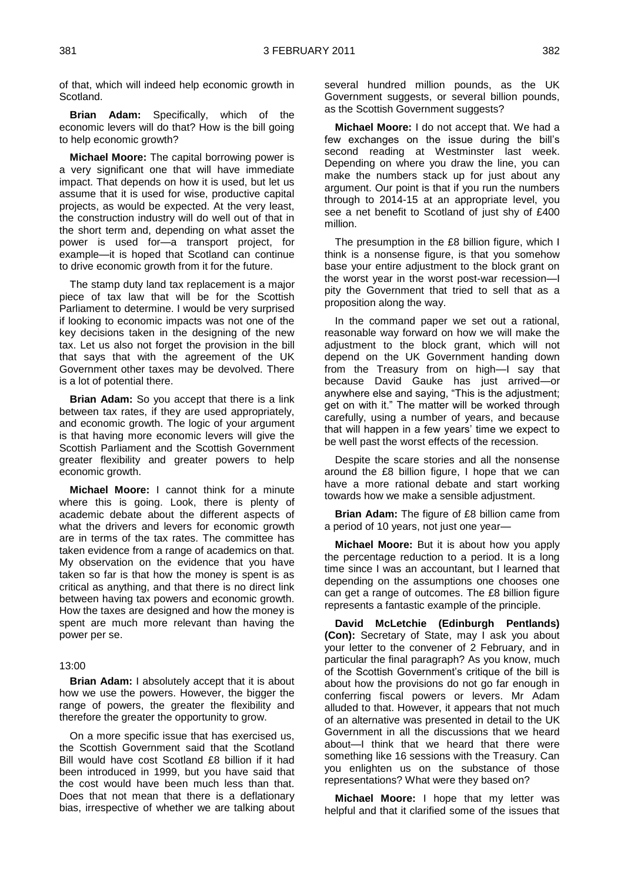of that, which will indeed help economic growth in Scotland.

**Brian Adam:** Specifically, which of the economic levers will do that? How is the bill going to help economic growth?

**Michael Moore:** The capital borrowing power is a very significant one that will have immediate impact. That depends on how it is used, but let us assume that it is used for wise, productive capital projects, as would be expected. At the very least, the construction industry will do well out of that in the short term and, depending on what asset the power is used for—a transport project, for example—it is hoped that Scotland can continue to drive economic growth from it for the future.

The stamp duty land tax replacement is a major piece of tax law that will be for the Scottish Parliament to determine. I would be very surprised if looking to economic impacts was not one of the key decisions taken in the designing of the new tax. Let us also not forget the provision in the bill that says that with the agreement of the UK Government other taxes may be devolved. There is a lot of potential there.

**Brian Adam:** So you accept that there is a link between tax rates, if they are used appropriately, and economic growth. The logic of your argument is that having more economic levers will give the Scottish Parliament and the Scottish Government greater flexibility and greater powers to help economic growth.

**Michael Moore:** I cannot think for a minute where this is going. Look, there is plenty of academic debate about the different aspects of what the drivers and levers for economic growth are in terms of the tax rates. The committee has taken evidence from a range of academics on that. My observation on the evidence that you have taken so far is that how the money is spent is as critical as anything, and that there is no direct link between having tax powers and economic growth. How the taxes are designed and how the money is spent are much more relevant than having the power per se.

13:00

**Brian Adam:** I absolutely accept that it is about how we use the powers. However, the bigger the range of powers, the greater the flexibility and therefore the greater the opportunity to grow.

On a more specific issue that has exercised us, the Scottish Government said that the Scotland Bill would have cost Scotland £8 billion if it had been introduced in 1999, but you have said that the cost would have been much less than that. Does that not mean that there is a deflationary bias, irrespective of whether we are talking about several hundred million pounds, as the UK Government suggests, or several billion pounds, as the Scottish Government suggests?

**Michael Moore:** I do not accept that. We had a few exchanges on the issue during the bill's second reading at Westminster last week. Depending on where you draw the line, you can make the numbers stack up for just about any argument. Our point is that if you run the numbers through to 2014-15 at an appropriate level, you see a net benefit to Scotland of just shy of £400 million.

The presumption in the £8 billion figure, which I think is a nonsense figure, is that you somehow base your entire adjustment to the block grant on the worst year in the worst post-war recession—I pity the Government that tried to sell that as a proposition along the way.

In the command paper we set out a rational, reasonable way forward on how we will make the adjustment to the block grant, which will not depend on the UK Government handing down from the Treasury from on high—I say that because David Gauke has just arrived—or anywhere else and saying, "This is the adjustment; get on with it." The matter will be worked through carefully, using a number of years, and because that will happen in a few years' time we expect to be well past the worst effects of the recession.

Despite the scare stories and all the nonsense around the £8 billion figure, I hope that we can have a more rational debate and start working towards how we make a sensible adjustment.

**Brian Adam:** The figure of £8 billion came from a period of 10 years, not just one year—

**Michael Moore:** But it is about how you apply the percentage reduction to a period. It is a long time since I was an accountant, but I learned that depending on the assumptions one chooses one can get a range of outcomes. The £8 billion figure represents a fantastic example of the principle.

**David McLetchie (Edinburgh Pentlands) (Con):** Secretary of State, may I ask you about your letter to the convener of 2 February, and in particular the final paragraph? As you know, much of the Scottish Government's critique of the bill is about how the provisions do not go far enough in conferring fiscal powers or levers. Mr Adam alluded to that. However, it appears that not much of an alternative was presented in detail to the UK Government in all the discussions that we heard about—I think that we heard that there were something like 16 sessions with the Treasury. Can you enlighten us on the substance of those representations? What were they based on?

**Michael Moore:** I hope that my letter was helpful and that it clarified some of the issues that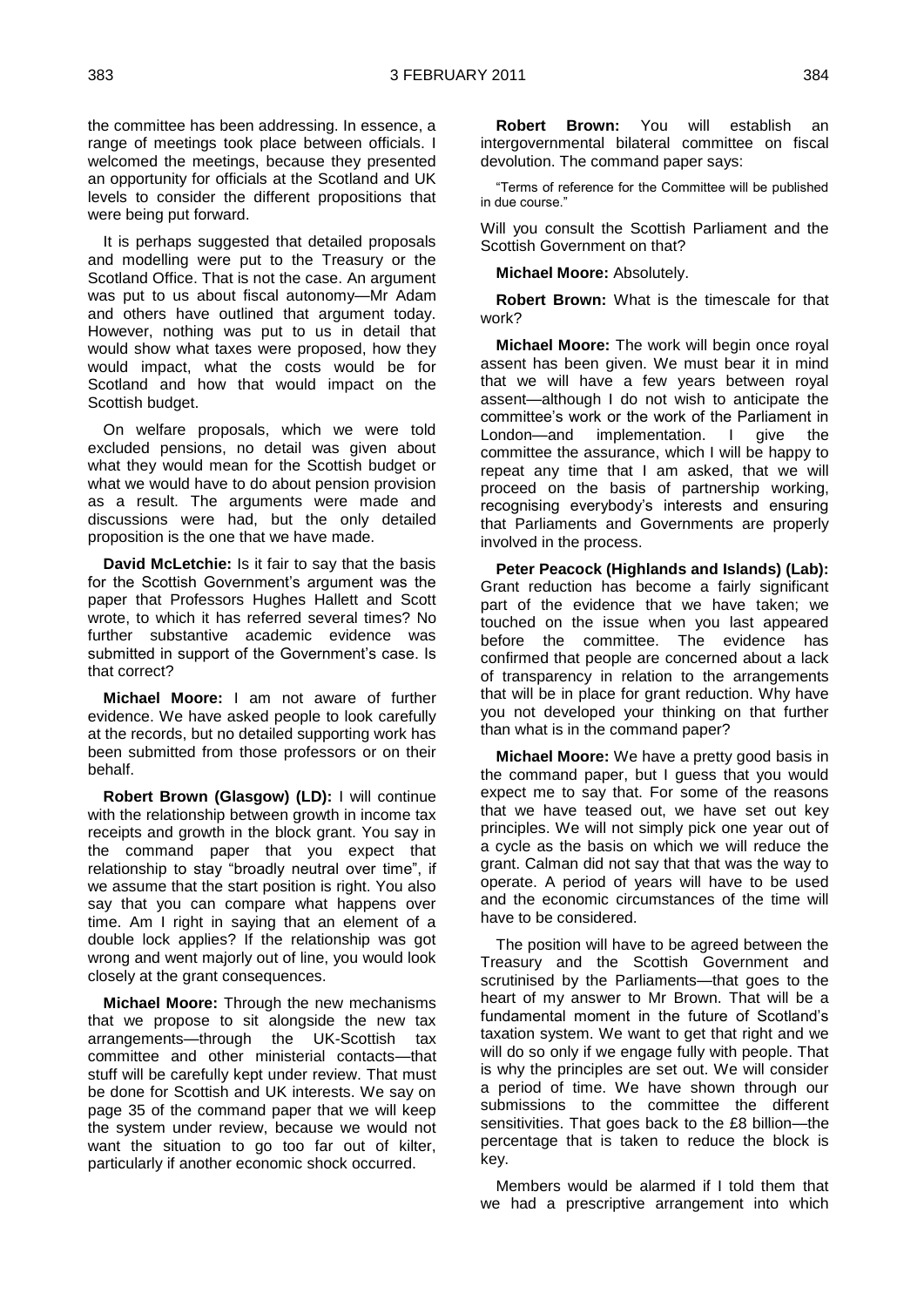the committee has been addressing. In essence, a range of meetings took place between officials. I welcomed the meetings, because they presented an opportunity for officials at the Scotland and UK levels to consider the different propositions that were being put forward.

It is perhaps suggested that detailed proposals and modelling were put to the Treasury or the Scotland Office. That is not the case. An argument was put to us about fiscal autonomy—Mr Adam and others have outlined that argument today. However, nothing was put to us in detail that would show what taxes were proposed, how they would impact, what the costs would be for Scotland and how that would impact on the Scottish budget.

On welfare proposals, which we were told excluded pensions, no detail was given about what they would mean for the Scottish budget or what we would have to do about pension provision as a result. The arguments were made and discussions were had, but the only detailed proposition is the one that we have made.

**David McLetchie:** Is it fair to say that the basis for the Scottish Government's argument was the paper that Professors Hughes Hallett and Scott wrote, to which it has referred several times? No further substantive academic evidence was submitted in support of the Government's case. Is that correct?

**Michael Moore:** I am not aware of further evidence. We have asked people to look carefully at the records, but no detailed supporting work has been submitted from those professors or on their behalf.

**Robert Brown (Glasgow) (LD):** I will continue with the relationship between growth in income tax receipts and growth in the block grant. You say in the command paper that you expect that relationship to stay "broadly neutral over time", if we assume that the start position is right. You also say that you can compare what happens over time. Am I right in saying that an element of a double lock applies? If the relationship was got wrong and went majorly out of line, you would look closely at the grant consequences.

**Michael Moore:** Through the new mechanisms that we propose to sit alongside the new tax arrangements—through the UK-Scottish tax committee and other ministerial contacts—that stuff will be carefully kept under review. That must be done for Scottish and UK interests. We say on page 35 of the command paper that we will keep the system under review, because we would not want the situation to go too far out of kilter, particularly if another economic shock occurred.

**Robert Brown:** You will establish an intergovernmental bilateral committee on fiscal devolution. The command paper says:

"Terms of reference for the Committee will be published in due course."

Will you consult the Scottish Parliament and the Scottish Government on that?

**Michael Moore:** Absolutely.

**Robert Brown:** What is the timescale for that work?

**Michael Moore:** The work will begin once royal assent has been given. We must bear it in mind that we will have a few years between royal assent—although I do not wish to anticipate the committee's work or the work of the Parliament in London—and implementation. I give the committee the assurance, which I will be happy to repeat any time that I am asked, that we will proceed on the basis of partnership working, recognising everybody's interests and ensuring that Parliaments and Governments are properly involved in the process.

**Peter Peacock (Highlands and Islands) (Lab):** Grant reduction has become a fairly significant part of the evidence that we have taken; we touched on the issue when you last appeared before the committee. The evidence has confirmed that people are concerned about a lack of transparency in relation to the arrangements that will be in place for grant reduction. Why have you not developed your thinking on that further than what is in the command paper?

**Michael Moore:** We have a pretty good basis in the command paper, but I guess that you would expect me to say that. For some of the reasons that we have teased out, we have set out key principles. We will not simply pick one year out of a cycle as the basis on which we will reduce the grant. Calman did not say that that was the way to operate. A period of years will have to be used and the economic circumstances of the time will have to be considered.

The position will have to be agreed between the Treasury and the Scottish Government and scrutinised by the Parliaments—that goes to the heart of my answer to Mr Brown. That will be a fundamental moment in the future of Scotland's taxation system. We want to get that right and we will do so only if we engage fully with people. That is why the principles are set out. We will consider a period of time. We have shown through our submissions to the committee the different sensitivities. That goes back to the £8 billion—the percentage that is taken to reduce the block is key.

Members would be alarmed if I told them that we had a prescriptive arrangement into which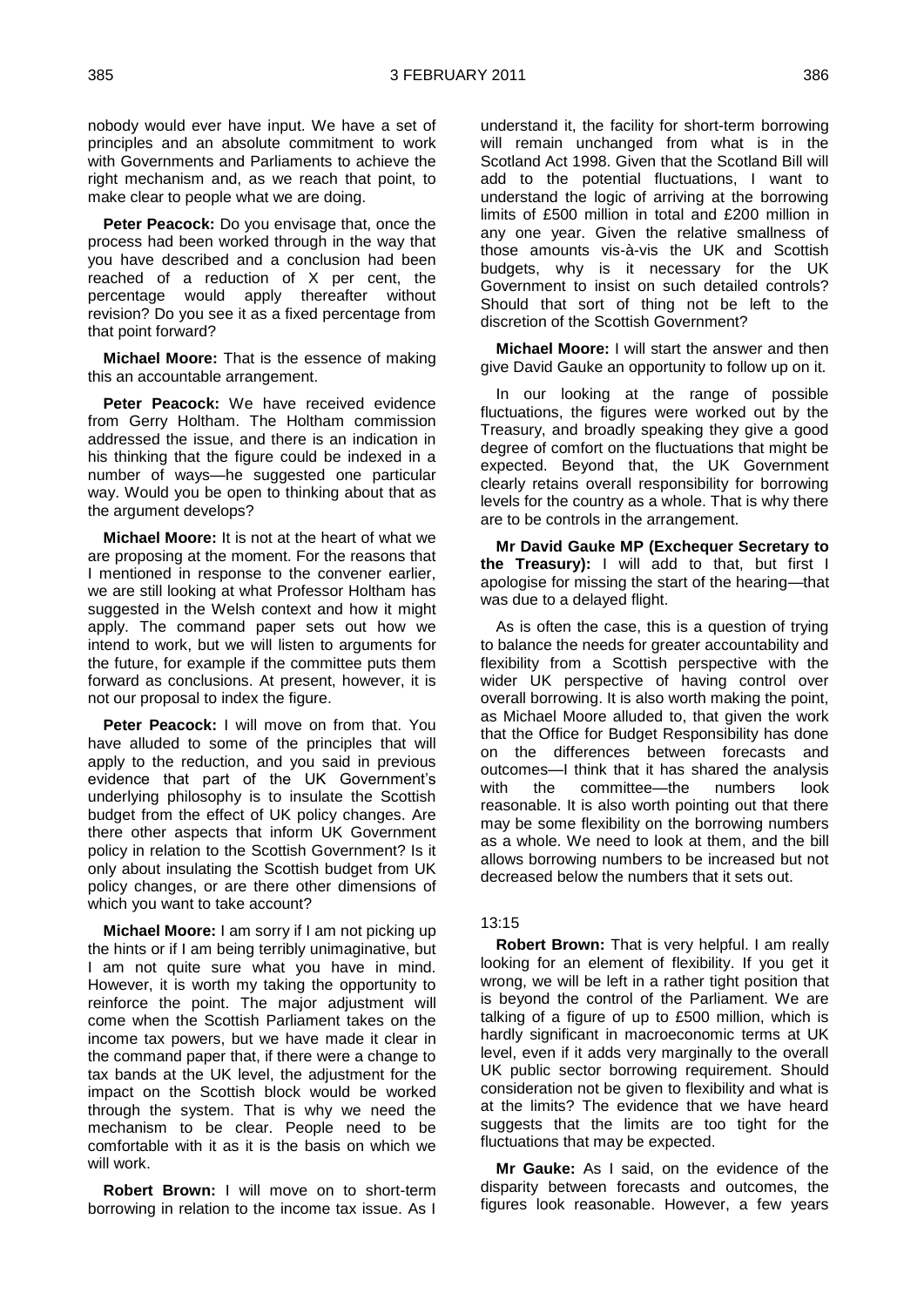nobody would ever have input. We have a set of principles and an absolute commitment to work with Governments and Parliaments to achieve the right mechanism and, as we reach that point, to make clear to people what we are doing.

**Peter Peacock:** Do you envisage that, once the process had been worked through in the way that you have described and a conclusion had been reached of a reduction of X per cent, the percentage would apply thereafter without revision? Do you see it as a fixed percentage from that point forward?

**Michael Moore:** That is the essence of making this an accountable arrangement.

**Peter Peacock:** We have received evidence from Gerry Holtham. The Holtham commission addressed the issue, and there is an indication in his thinking that the figure could be indexed in a number of ways—he suggested one particular way. Would you be open to thinking about that as the argument develops?

**Michael Moore:** It is not at the heart of what we are proposing at the moment. For the reasons that I mentioned in response to the convener earlier, we are still looking at what Professor Holtham has suggested in the Welsh context and how it might apply. The command paper sets out how we intend to work, but we will listen to arguments for the future, for example if the committee puts them forward as conclusions. At present, however, it is not our proposal to index the figure.

**Peter Peacock:** I will move on from that. You have alluded to some of the principles that will apply to the reduction, and you said in previous evidence that part of the UK Government's underlying philosophy is to insulate the Scottish budget from the effect of UK policy changes. Are there other aspects that inform UK Government policy in relation to the Scottish Government? Is it only about insulating the Scottish budget from UK policy changes, or are there other dimensions of which you want to take account?

**Michael Moore:** I am sorry if I am not picking up the hints or if I am being terribly unimaginative, but I am not quite sure what you have in mind. However, it is worth my taking the opportunity to reinforce the point. The major adjustment will come when the Scottish Parliament takes on the income tax powers, but we have made it clear in the command paper that, if there were a change to tax bands at the UK level, the adjustment for the impact on the Scottish block would be worked through the system. That is why we need the mechanism to be clear. People need to be comfortable with it as it is the basis on which we will work.

**Robert Brown:** I will move on to short-term borrowing in relation to the income tax issue. As I understand it, the facility for short-term borrowing will remain unchanged from what is in the Scotland Act 1998. Given that the Scotland Bill will add to the potential fluctuations, I want to understand the logic of arriving at the borrowing limits of £500 million in total and £200 million in any one year. Given the relative smallness of those amounts vis-à-vis the UK and Scottish budgets, why is it necessary for the UK Government to insist on such detailed controls? Should that sort of thing not be left to the discretion of the Scottish Government?

**Michael Moore:** I will start the answer and then give David Gauke an opportunity to follow up on it.

In our looking at the range of possible fluctuations, the figures were worked out by the Treasury, and broadly speaking they give a good degree of comfort on the fluctuations that might be expected. Beyond that, the UK Government clearly retains overall responsibility for borrowing levels for the country as a whole. That is why there are to be controls in the arrangement.

**Mr David Gauke MP (Exchequer Secretary to the Treasury):** I will add to that, but first I apologise for missing the start of the hearing—that was due to a delayed flight.

As is often the case, this is a question of trying to balance the needs for greater accountability and flexibility from a Scottish perspective with the wider UK perspective of having control over overall borrowing. It is also worth making the point, as Michael Moore alluded to, that given the work that the Office for Budget Responsibility has done on the differences between forecasts and outcomes—I think that it has shared the analysis with the committee—the numbers look reasonable. It is also worth pointing out that there may be some flexibility on the borrowing numbers as a whole. We need to look at them, and the bill allows borrowing numbers to be increased but not decreased below the numbers that it sets out.

13:15

**Robert Brown:** That is very helpful. I am really looking for an element of flexibility. If you get it wrong, we will be left in a rather tight position that is beyond the control of the Parliament. We are talking of a figure of up to £500 million, which is hardly significant in macroeconomic terms at UK level, even if it adds very marginally to the overall UK public sector borrowing requirement. Should consideration not be given to flexibility and what is at the limits? The evidence that we have heard suggests that the limits are too tight for the fluctuations that may be expected.

**Mr Gauke:** As I said, on the evidence of the disparity between forecasts and outcomes, the figures look reasonable. However, a few years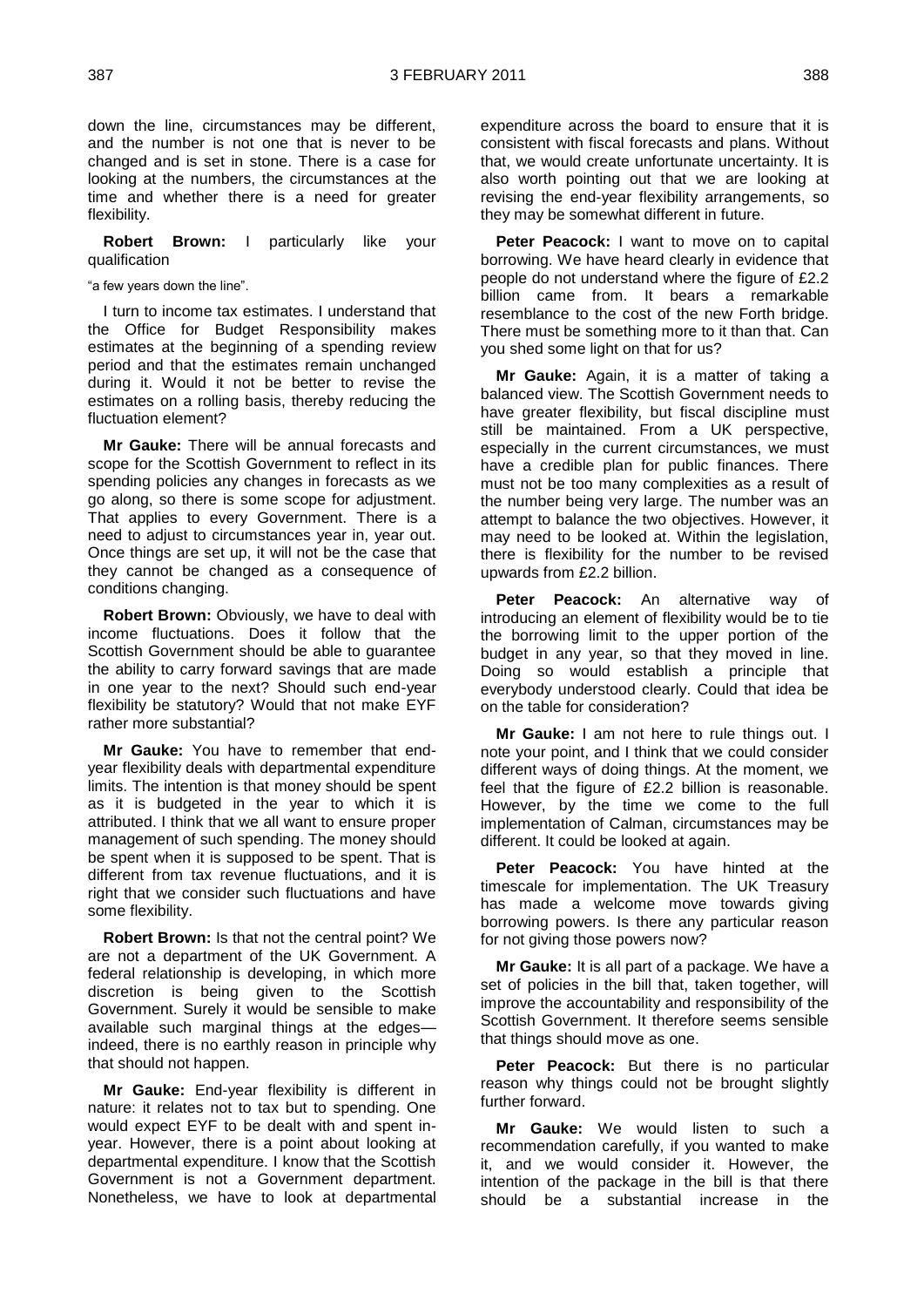down the line, circumstances may be different, and the number is not one that is never to be changed and is set in stone. There is a case for looking at the numbers, the circumstances at the time and whether there is a need for greater flexibility.

**Robert Brown:** I particularly like your qualification

"a few years down the line".

I turn to income tax estimates. I understand that the Office for Budget Responsibility makes estimates at the beginning of a spending review period and that the estimates remain unchanged during it. Would it not be better to revise the estimates on a rolling basis, thereby reducing the fluctuation element?

**Mr Gauke:** There will be annual forecasts and scope for the Scottish Government to reflect in its spending policies any changes in forecasts as we go along, so there is some scope for adjustment. That applies to every Government. There is a need to adjust to circumstances year in, year out. Once things are set up, it will not be the case that they cannot be changed as a consequence of conditions changing.

**Robert Brown:** Obviously, we have to deal with income fluctuations. Does it follow that the Scottish Government should be able to guarantee the ability to carry forward savings that are made in one year to the next? Should such end-year flexibility be statutory? Would that not make EYF rather more substantial?

**Mr Gauke:** You have to remember that end-year flexibility deals with departmental expenditure limits. The intention is that money should be spent as it is budgeted in the year to which it is attributed. I think that we all want to ensure proper management of such spending. The money should be spent when it is supposed to be spent. That is different from tax revenue fluctuations, and it is right that we consider such fluctuations and have some flexibility.

**Robert Brown:** Is that not the central point? We are not a department of the UK Government. A federal relationship is developing, in which more discretion is being given to the Scottish Government. Surely it would be sensible to make available such marginal things at the edges—indeed, there is no earthly reason in principle why that should not happen.

**Mr Gauke:** End-year flexibility is different in nature: it relates not to tax but to spending. One would expect EYF to be dealt with and spent in-year. However, there is a point about looking at departmental expenditure. I know that the Scottish Government is not a Government department. Nonetheless, we have to look at departmental expenditure across the board to ensure that it is consistent with fiscal forecasts and plans. Without that, we would create unfortunate uncertainty. It is also worth pointing out that we are looking at revising the end-year flexibility arrangements, so they may be somewhat different in future.

**Peter Peacock:** I want to move on to capital borrowing. We have heard clearly in evidence that people do not understand where the figure of £2.2 billion came from. It bears a remarkable resemblance to the cost of the new Forth bridge. There must be something more to it than that. Can you shed some light on that for us?

**Mr Gauke:** Again, it is a matter of taking a balanced view. The Scottish Government needs to have greater flexibility, but fiscal discipline must still be maintained. From a UK perspective, especially in the current circumstances, we must have a credible plan for public finances. There must not be too many complexities as a result of the number being very large. The number was an attempt to balance the two objectives. However, it may need to be looked at. Within the legislation, there is flexibility for the number to be revised upwards from £2.2 billion.

**Peter Peacock:** An alternative way of introducing an element of flexibility would be to tie the borrowing limit to the upper portion of the budget in any year, so that they moved in line. Doing so would establish a principle that everybody understood clearly. Could that idea be on the table for consideration?

**Mr Gauke:** I am not here to rule things out. I note your point, and I think that we could consider different ways of doing things. At the moment, we feel that the figure of £2.2 billion is reasonable. However, by the time we come to the full implementation of Calman, circumstances may be different. It could be looked at again.

**Peter Peacock:** You have hinted at the timescale for implementation. The UK Treasury has made a welcome move towards giving borrowing powers. Is there any particular reason for not giving those powers now?

**Mr Gauke:** It is all part of a package. We have a set of policies in the bill that, taken together, will improve the accountability and responsibility of the Scottish Government. It therefore seems sensible that things should move as one.

**Peter Peacock:** But there is no particular reason why things could not be brought slightly further forward.

**Mr Gauke:** We would listen to such a recommendation carefully, if you wanted to make it, and we would consider it. However, the intention of the package in the bill is that there should be a substantial increase in the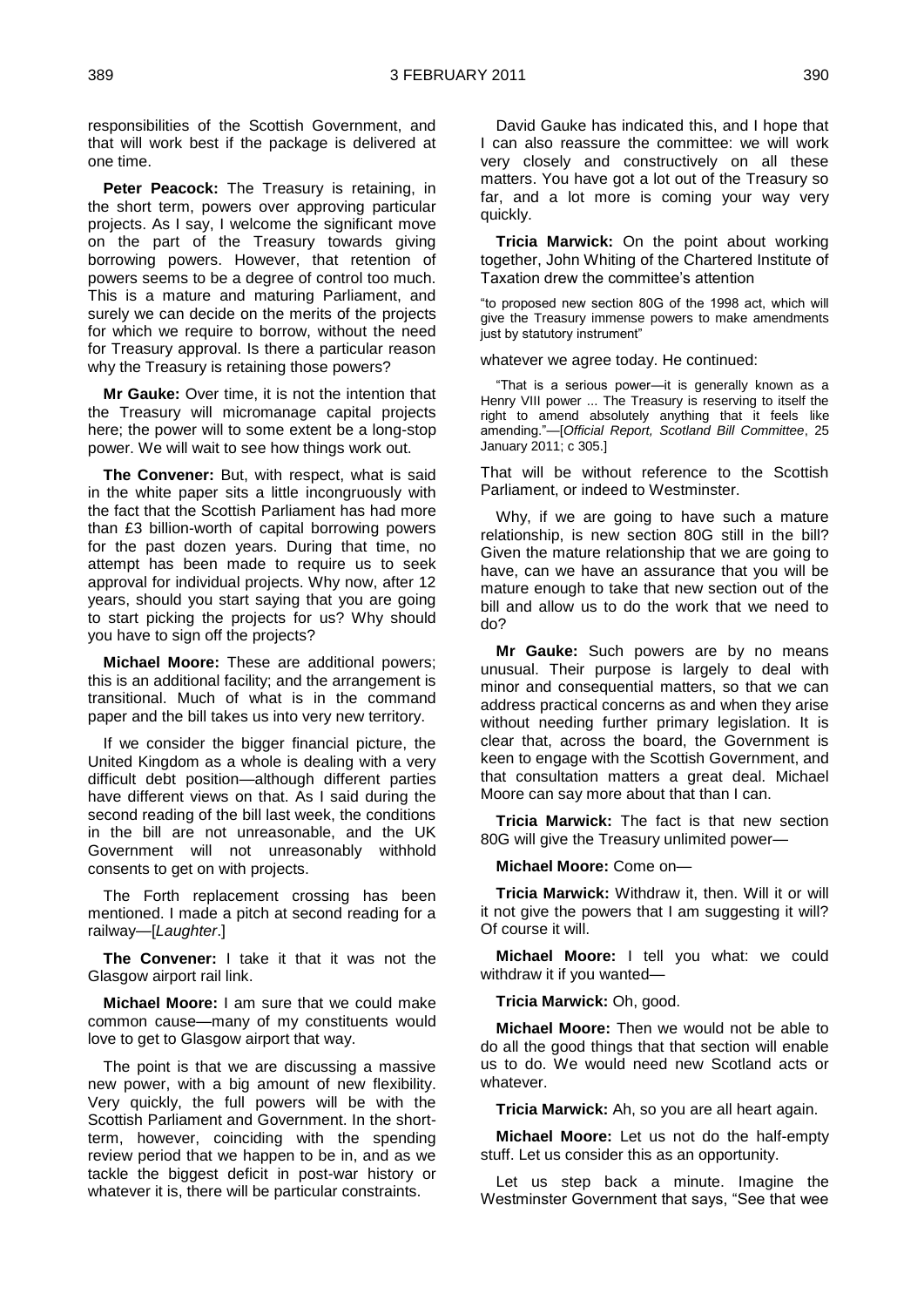responsibilities of the Scottish Government, and that will work best if the package is delivered at one time.

**Peter Peacock:** The Treasury is retaining, in the short term, powers over approving particular projects. As I say, I welcome the significant move on the part of the Treasury towards giving borrowing powers. However, that retention of powers seems to be a degree of control too much. This is a mature and maturing Parliament, and surely we can decide on the merits of the projects for which we require to borrow, without the need for Treasury approval. Is there a particular reason why the Treasury is retaining those powers?

**Mr Gauke:** Over time, it is not the intention that the Treasury will micromanage capital projects here; the power will to some extent be a long-stop power. We will wait to see how things work out.

**The Convener:** But, with respect, what is said in the white paper sits a little incongruously with the fact that the Scottish Parliament has had more than £3 billion-worth of capital borrowing powers for the past dozen years. During that time, no attempt has been made to require us to seek approval for individual projects. Why now, after 12 years, should you start saying that you are going to start picking the projects for us? Why should you have to sign off the projects?

**Michael Moore:** These are additional powers; this is an additional facility; and the arrangement is transitional. Much of what is in the command paper and the bill takes us into very new territory.

If we consider the bigger financial picture, the United Kingdom as a whole is dealing with a very difficult debt position—although different parties have different views on that. As I said during the second reading of the bill last week, the conditions in the bill are not unreasonable, and the UK Government will not unreasonably withhold consents to get on with projects.

The Forth replacement crossing has been mentioned. I made a pitch at second reading for a railway—[*Laughter*.]

**The Convener:** I take it that it was not the Glasgow airport rail link.

**Michael Moore:** I am sure that we could make common cause—many of my constituents would love to get to Glasgow airport that way.

The point is that we are discussing a massive new power, with a big amount of new flexibility. Very quickly, the full powers will be with the Scottish Parliament and Government. In the short-term, however, coinciding with the spending review period that we happen to be in, and as we tackle the biggest deficit in post-war history or whatever it is, there will be particular constraints.

David Gauke has indicated this, and I hope that I can also reassure the committee: we will work very closely and constructively on all these matters. You have got a lot out of the Treasury so far, and a lot more is coming your way very quickly.

**Tricia Marwick:** On the point about working together, John Whiting of the Chartered Institute of Taxation drew the committee's attention

> "to proposed new section 80G of the 1998 act, which will give the Treasury immense powers to make amendments just by statutory instrument"

whatever we agree today. He continued:

> "That is a serious power—it is generally known as a Henry VIII power ... The Treasury is reserving to itself the right to amend absolutely anything that it feels like amending."—[*Official Report, Scotland Bill Committee*, 25 January 2011; c 305.]

That will be without reference to the Scottish Parliament, or indeed to Westminster.

Why, if we are going to have such a mature relationship, is new section 80G still in the bill? Given the mature relationship that we are going to have, can we have an assurance that you will be mature enough to take that new section out of the bill and allow us to do the work that we need to do?

**Mr Gauke:** Such powers are by no means unusual. Their purpose is largely to deal with minor and consequential matters, so that we can address practical concerns as and when they arise without needing further primary legislation. It is clear that, across the board, the Government is keen to engage with the Scottish Government, and that consultation matters a great deal. Michael Moore can say more about that than I can.

**Tricia Marwick:** The fact is that new section 80G will give the Treasury unlimited power—

**Michael Moore:** Come on—

**Tricia Marwick:** Withdraw it, then. Will it or will it not give the powers that I am suggesting it will? Of course it will.

**Michael Moore:** I tell you what: we could withdraw it if you wanted—

**Tricia Marwick:** Oh, good.

**Michael Moore:** Then we would not be able to do all the good things that that section will enable us to do. We would need new Scotland acts or whatever.

**Tricia Marwick:** Ah, so you are all heart again.

**Michael Moore:** Let us not do the half-empty stuff. Let us consider this as an opportunity.

Let us step back a minute. Imagine the Westminster Government that says, "See that wee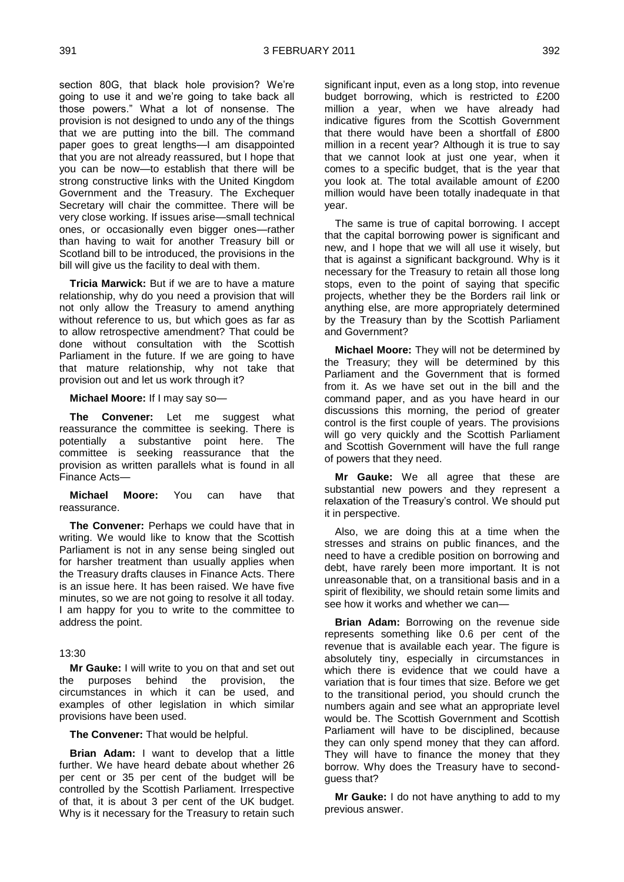section 80G, that black hole provision? We're going to use it and we're going to take back all those powers." What a lot of nonsense. The provision is not designed to undo any of the things that we are putting into the bill. The command paper goes to great lengths—I am disappointed that you are not already reassured, but I hope that you can be now—to establish that there will be strong constructive links with the United Kingdom Government and the Treasury. The Exchequer Secretary will chair the committee. There will be very close working. If issues arise—small technical ones, or occasionally even bigger ones—rather than having to wait for another Treasury bill or Scotland bill to be introduced, the provisions in the bill will give us the facility to deal with them.

**Tricia Marwick:** But if we are to have a mature relationship, why do you need a provision that will not only allow the Treasury to amend anything without reference to us, but which goes as far as to allow retrospective amendment? That could be done without consultation with the Scottish Parliament in the future. If we are going to have that mature relationship, why not take that provision out and let us work through it?

**Michael Moore:** If I may say so—

**The Convener:** Let me suggest what reassurance the committee is seeking. There is potentially a substantive point here. The committee is seeking reassurance that the provision as written parallels what is found in all Finance Acts—

**Michael Moore:** You can have that reassurance.

**The Convener:** Perhaps we could have that in writing. We would like to know that the Scottish Parliament is not in any sense being singled out for harsher treatment than usually applies when the Treasury drafts clauses in Finance Acts. There is an issue here. It has been raised. We have five minutes, so we are not going to resolve it all today. I am happy for you to write to the committee to address the point.

13:30

**Mr Gauke:** I will write to you on that and set out the purposes behind the provision, the circumstances in which it can be used, and examples of other legislation in which similar provisions have been used.

**The Convener:** That would be helpful.

**Brian Adam:** I want to develop that a little further. We have heard debate about whether 26 per cent or 35 per cent of the budget will be controlled by the Scottish Parliament. Irrespective of that, it is about 3 per cent of the UK budget. Why is it necessary for the Treasury to retain such significant input, even as a long stop, into revenue budget borrowing, which is restricted to £200 million a year, when we have already had indicative figures from the Scottish Government that there would have been a shortfall of £800 million in a recent year? Although it is true to say that we cannot look at just one year, when it comes to a specific budget, that is the year that you look at. The total available amount of £200 million would have been totally inadequate in that year.

The same is true of capital borrowing. I accept that the capital borrowing power is significant and new, and I hope that we will all use it wisely, but that is against a significant background. Why is it necessary for the Treasury to retain all those long stops, even to the point of saying that specific projects, whether they be the Borders rail link or anything else, are more appropriately determined by the Treasury than by the Scottish Parliament and Scottish Government?

**Michael Moore:** They will not be determined by the Treasury; they will be determined by this Parliament and the Government that is formed from it. As we have set out in the bill and the command paper, and as you have heard in our discussions this morning, the period of greater control is the first couple of years. The provisions will go very quickly and the Scottish Parliament and Scottish Government will have the full range of powers that they need.

**Mr Gauke:** We all agree that these are substantial new powers and they represent a relaxation of the Treasury's control. We should put it in perspective.

Also, we are doing this at a time when the stresses and strains on public finances, and the need to have a credible position on borrowing and debt, have rarely been more important. It is not unreasonable that, on a transitional basis and in a spirit of flexibility, we should retain some limits and see how it works and whether we can—

**Brian Adam:** Borrowing on the revenue side represents something like 0.6 per cent of the revenue that is available each year. The figure is absolutely tiny, especially in circumstances in which there is evidence that we could have a variation that is four times that size. Before we get to the transitional period, you should crunch the numbers again and see what an appropriate level would be. The Scottish Government and Scottish Parliament will have to be disciplined, because they can only spend money that they can afford. They will have to finance the money that they borrow. Why does the Treasury have to second-guess that?

**Mr Gauke:** I do not have anything to add to my previous answer.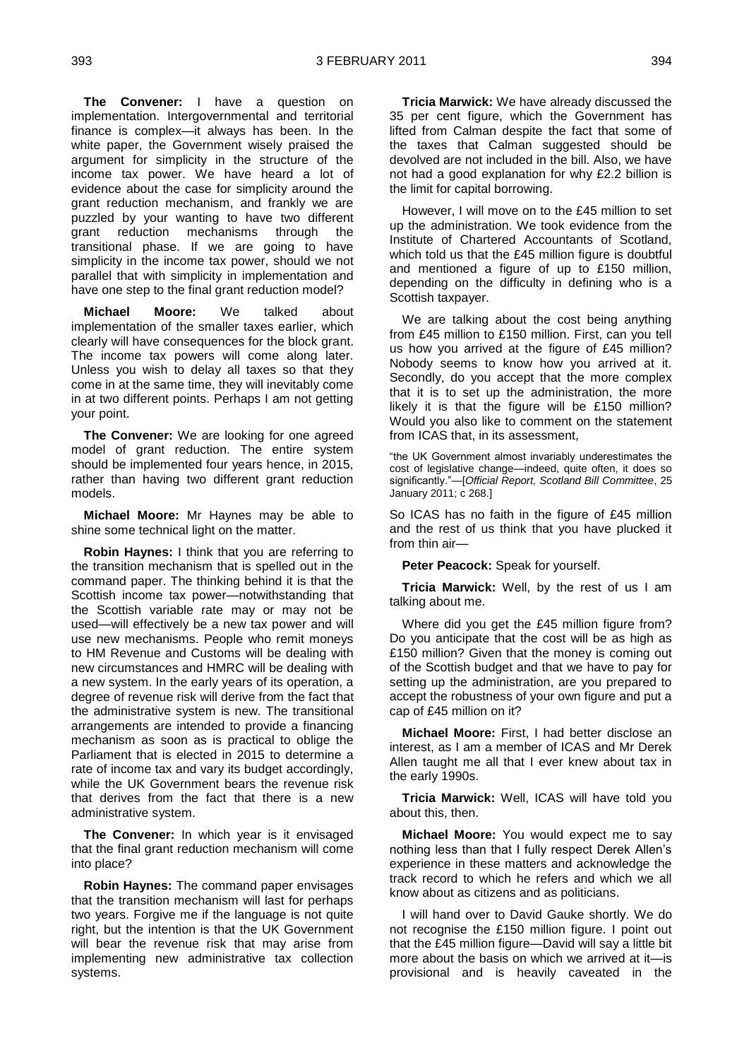**The Convener:** I have a question on implementation. Intergovernmental and territorial finance is complex—it always has been. In the white paper, the Government wisely praised the argument for simplicity in the structure of the income tax power. We have heard a lot of evidence about the case for simplicity around the grant reduction mechanism, and frankly we are puzzled by your wanting to have two different grant reduction mechanisms through the transitional phase. If we are going to have simplicity in the income tax power, should we not parallel that with simplicity in implementation and have one step to the final grant reduction model?

**Michael Moore:** We talked about implementation of the smaller taxes earlier, which clearly will have consequences for the block grant. The income tax powers will come along later. Unless you wish to delay all taxes so that they come in at the same time, they will inevitably come in at two different points. Perhaps I am not getting your point.

**The Convener:** We are looking for one agreed model of grant reduction. The entire system should be implemented four years hence, in 2015, rather than having two different grant reduction models.

**Michael Moore:** Mr Haynes may be able to shine some technical light on the matter.

**Robin Haynes:** I think that you are referring to the transition mechanism that is spelled out in the command paper. The thinking behind it is that the Scottish income tax power—notwithstanding that the Scottish variable rate may or may not be used—will effectively be a new tax power and will use new mechanisms. People who remit moneys to HM Revenue and Customs will be dealing with new circumstances and HMRC will be dealing with a new system. In the early years of its operation, a degree of revenue risk will derive from the fact that the administrative system is new. The transitional arrangements are intended to provide a financing mechanism as soon as is practical to oblige the Parliament that is elected in 2015 to determine a rate of income tax and vary its budget accordingly, while the UK Government bears the revenue risk that derives from the fact that there is a new administrative system.

**The Convener:** In which year is it envisaged that the final grant reduction mechanism will come into place?

**Robin Haynes:** The command paper envisages that the transition mechanism will last for perhaps two years. Forgive me if the language is not quite right, but the intention is that the UK Government will bear the revenue risk that may arise from implementing new administrative tax collection systems.

**Tricia Marwick:** We have already discussed the 35 per cent figure, which the Government has lifted from Calman despite the fact that some of the taxes that Calman suggested should be devolved are not included in the bill. Also, we have not had a good explanation for why £2.2 billion is the limit for capital borrowing.

However, I will move on to the £45 million to set up the administration. We took evidence from the Institute of Chartered Accountants of Scotland, which told us that the £45 million figure is doubtful and mentioned a figure of up to £150 million, depending on the difficulty in defining who is a Scottish taxpayer.

We are talking about the cost being anything from £45 million to £150 million. First, can you tell us how you arrived at the figure of £45 million? Nobody seems to know how you arrived at it. Secondly, do you accept that the more complex that it is to set up the administration, the more likely it is that the figure will be £150 million? Would you also like to comment on the statement from ICAS that, in its assessment,

"the UK Government almost invariably underestimates the cost of legislative change—indeed, quite often, it does so significantly."—[*Official Report, Scotland Bill Committee*, 25 January 2011; c 268.]

So ICAS has no faith in the figure of £45 million and the rest of us think that you have plucked it from thin air—

**Peter Peacock:** Speak for yourself.

**Tricia Marwick:** Well, by the rest of us I am talking about me.

Where did you get the £45 million figure from? Do you anticipate that the cost will be as high as £150 million? Given that the money is coming out of the Scottish budget and that we have to pay for setting up the administration, are you prepared to accept the robustness of your own figure and put a cap of £45 million on it?

**Michael Moore:** First, I had better disclose an interest, as I am a member of ICAS and Mr Derek Allen taught me all that I ever knew about tax in the early 1990s.

**Tricia Marwick:** Well, ICAS will have told you about this, then.

**Michael Moore:** You would expect me to say nothing less than that I fully respect Derek Allen's experience in these matters and acknowledge the track record to which he refers and which we all know about as citizens and as politicians.

I will hand over to David Gauke shortly. We do not recognise the £150 million figure. I point out that the £45 million figure—David will say a little bit more about the basis on which we arrived at it—is provisional and is heavily caveated in the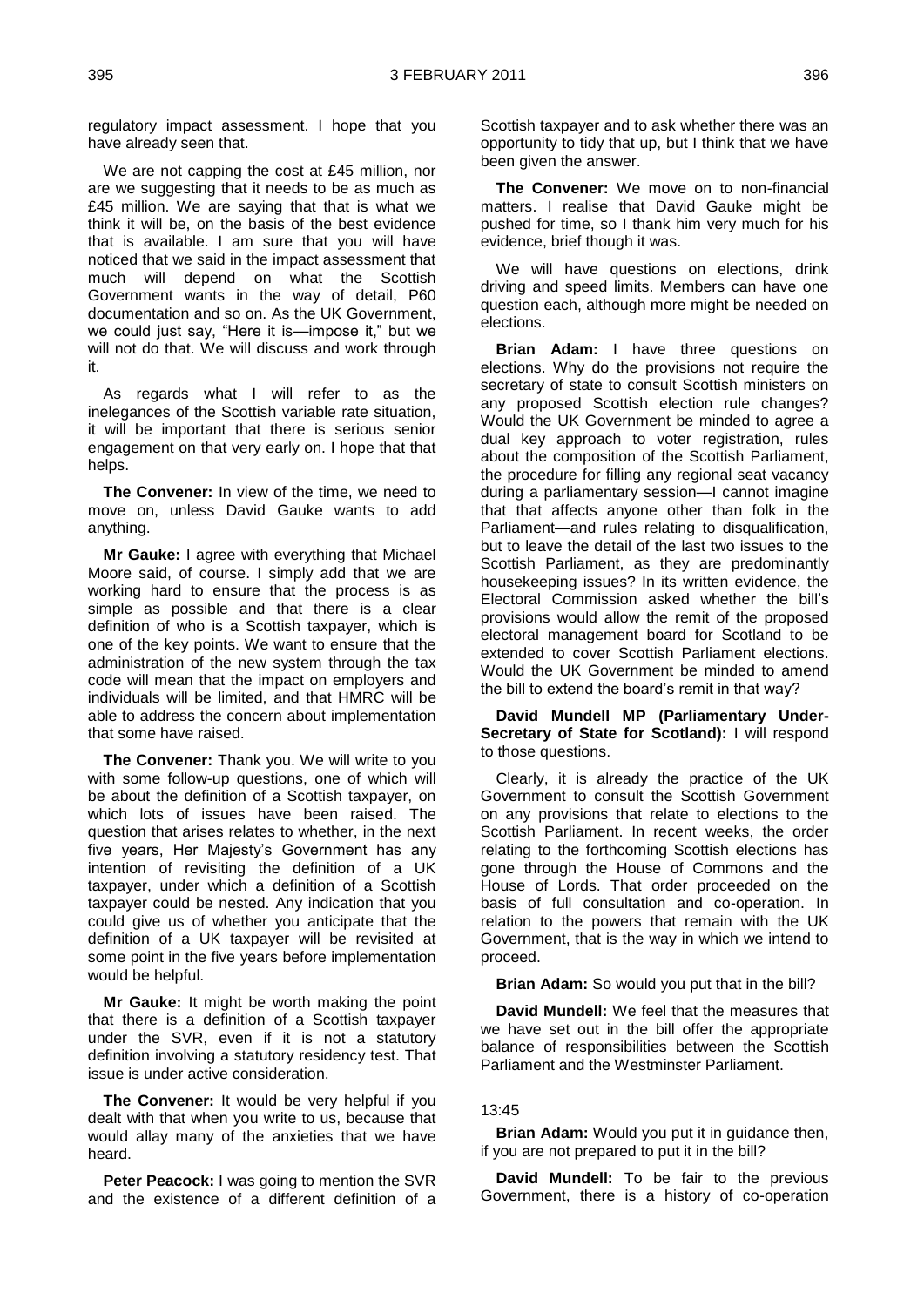regulatory impact assessment. I hope that you have already seen that.

We are not capping the cost at £45 million, nor are we suggesting that it needs to be as much as £45 million. We are saying that that is what we think it will be, on the basis of the best evidence that is available. I am sure that you will have noticed that we said in the impact assessment that much will depend on what the Scottish Government wants in the way of detail, P60 documentation and so on. As the UK Government, we could just say, "Here it is—impose it," but we will not do that. We will discuss and work through it.

As regards what I will refer to as the inelegances of the Scottish variable rate situation, it will be important that there is serious senior engagement on that very early on. I hope that that helps.

**The Convener:** In view of the time, we need to move on, unless David Gauke wants to add anything.

**Mr Gauke:** I agree with everything that Michael Moore said, of course. I simply add that we are working hard to ensure that the process is as simple as possible and that there is a clear definition of who is a Scottish taxpayer, which is one of the key points. We want to ensure that the administration of the new system through the tax code will mean that the impact on employers and individuals will be limited, and that HMRC will be able to address the concern about implementation that some have raised.

**The Convener:** Thank you. We will write to you with some follow-up questions, one of which will be about the definition of a Scottish taxpayer, on which lots of issues have been raised. The question that arises relates to whether, in the next five years, Her Majesty's Government has any intention of revisiting the definition of a UK taxpayer, under which a definition of a Scottish taxpayer could be nested. Any indication that you could give us of whether you anticipate that the definition of a UK taxpayer will be revisited at some point in the five years before implementation would be helpful.

**Mr Gauke:** It might be worth making the point that there is a definition of a Scottish taxpayer under the SVR, even if it is not a statutory definition involving a statutory residency test. That issue is under active consideration.

**The Convener:** It would be very helpful if you dealt with that when you write to us, because that would allay many of the anxieties that we have heard.

**Peter Peacock:** I was going to mention the SVR and the existence of a different definition of a Scottish taxpayer and to ask whether there was an opportunity to tidy that up, but I think that we have been given the answer.

**The Convener:** We move on to non-financial matters. I realise that David Gauke might be pushed for time, so I thank him very much for his evidence, brief though it was.

We will have questions on elections, drink driving and speed limits. Members can have one question each, although more might be needed on elections.

**Brian Adam:** I have three questions on elections. Why do the provisions not require the secretary of state to consult Scottish ministers on any proposed Scottish election rule changes? Would the UK Government be minded to agree a dual key approach to voter registration, rules about the composition of the Scottish Parliament, the procedure for filling any regional seat vacancy during a parliamentary session—I cannot imagine that that affects anyone other than folk in the Parliament—and rules relating to disqualification, but to leave the detail of the last two issues to the Scottish Parliament, as they are predominantly housekeeping issues? In its written evidence, the Electoral Commission asked whether the bill's provisions would allow the remit of the proposed electoral management board for Scotland to be extended to cover Scottish Parliament elections. Would the UK Government be minded to amend the bill to extend the board's remit in that way?

**David Mundell MP (Parliamentary Under-Secretary of State for Scotland):** I will respond to those questions.

Clearly, it is already the practice of the UK Government to consult the Scottish Government on any provisions that relate to elections to the Scottish Parliament. In recent weeks, the order relating to the forthcoming Scottish elections has gone through the House of Commons and the House of Lords. That order proceeded on the basis of full consultation and co-operation. In relation to the powers that remain with the UK Government, that is the way in which we intend to proceed.

**Brian Adam:** So would you put that in the bill?

**David Mundell:** We feel that the measures that we have set out in the bill offer the appropriate balance of responsibilities between the Scottish Parliament and the Westminster Parliament.

13:45

**Brian Adam:** Would you put it in guidance then, if you are not prepared to put it in the bill?

**David Mundell:** To be fair to the previous Government, there is a history of co-operation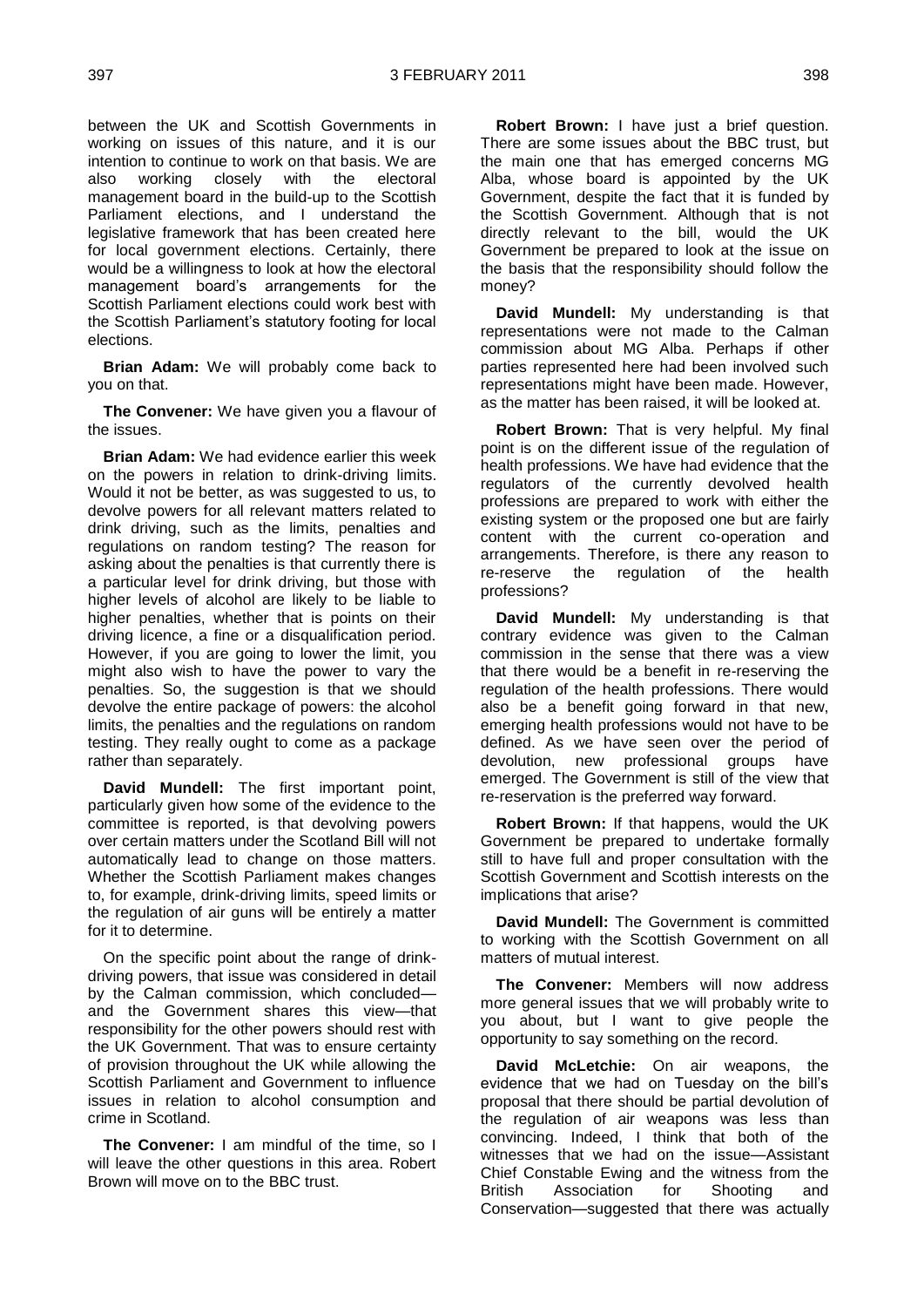between the UK and Scottish Governments in working on issues of this nature, and it is our intention to continue to work on that basis. We are also working closely with the electoral management board in the build-up to the Scottish Parliament elections, and I understand the legislative framework that has been created here for local government elections. Certainly, there would be a willingness to look at how the electoral management board's arrangements for the Scottish Parliament elections could work best with the Scottish Parliament's statutory footing for local elections.

**Brian Adam:** We will probably come back to you on that.

**The Convener:** We have given you a flavour of the issues.

**Brian Adam:** We had evidence earlier this week on the powers in relation to drink-driving limits. Would it not be better, as was suggested to us, to devolve powers for all relevant matters related to drink driving, such as the limits, penalties and regulations on random testing? The reason for asking about the penalties is that currently there is a particular level for drink driving, but those with higher levels of alcohol are likely to be liable to higher penalties, whether that is points on their driving licence, a fine or a disqualification period. However, if you are going to lower the limit, you might also wish to have the power to vary the penalties. So, the suggestion is that we should devolve the entire package of powers: the alcohol limits, the penalties and the regulations on random testing. They really ought to come as a package rather than separately.

**David Mundell:** The first important point, particularly given how some of the evidence to the committee is reported, is that devolving powers over certain matters under the Scotland Bill will not automatically lead to change on those matters. Whether the Scottish Parliament makes changes to, for example, drink-driving limits, speed limits or the regulation of air guns will be entirely a matter for it to determine.

On the specific point about the range of drink-driving powers, that issue was considered in detail by the Calman commission, which concluded—and the Government shares this view—that responsibility for the other powers should rest with the UK Government. That was to ensure certainty of provision throughout the UK while allowing the Scottish Parliament and Government to influence issues in relation to alcohol consumption and crime in Scotland.

**The Convener:** I am mindful of the time, so I will leave the other questions in this area. Robert Brown will move on to the BBC trust.

**Robert Brown:** I have just a brief question. There are some issues about the BBC trust, but the main one that has emerged concerns MG Alba, whose board is appointed by the UK Government, despite the fact that it is funded by the Scottish Government. Although that is not directly relevant to the bill, would the UK Government be prepared to look at the issue on the basis that the responsibility should follow the money?

**David Mundell:** My understanding is that representations were not made to the Calman commission about MG Alba. Perhaps if other parties represented here had been involved such representations might have been made. However, as the matter has been raised, it will be looked at.

**Robert Brown:** That is very helpful. My final point is on the different issue of the regulation of health professions. We have had evidence that the regulators of the currently devolved health professions are prepared to work with either the existing system or the proposed one but are fairly content with the current co-operation and arrangements. Therefore, is there any reason to re-reserve the regulation of the health professions?

**David Mundell:** My understanding is that contrary evidence was given to the Calman commission in the sense that there was a view that there would be a benefit in re-reserving the regulation of the health professions. There would also be a benefit going forward in that new, emerging health professions would not have to be defined. As we have seen over the period of devolution, new professional groups have emerged. The Government is still of the view that re-reservation is the preferred way forward.

**Robert Brown:** If that happens, would the UK Government be prepared to undertake formally still to have full and proper consultation with the Scottish Government and Scottish interests on the implications that arise?

**David Mundell:** The Government is committed to working with the Scottish Government on all matters of mutual interest.

**The Convener:** Members will now address more general issues that we will probably write to you about, but I want to give people the opportunity to say something on the record.

**David McLetchie:** On air weapons, the evidence that we had on Tuesday on the bill's proposal that there should be partial devolution of the regulation of air weapons was less than convincing. Indeed, I think that both of the witnesses that we had on the issue—Assistant Chief Constable Ewing and the witness from the British Association for Shooting and Conservation—suggested that there was actually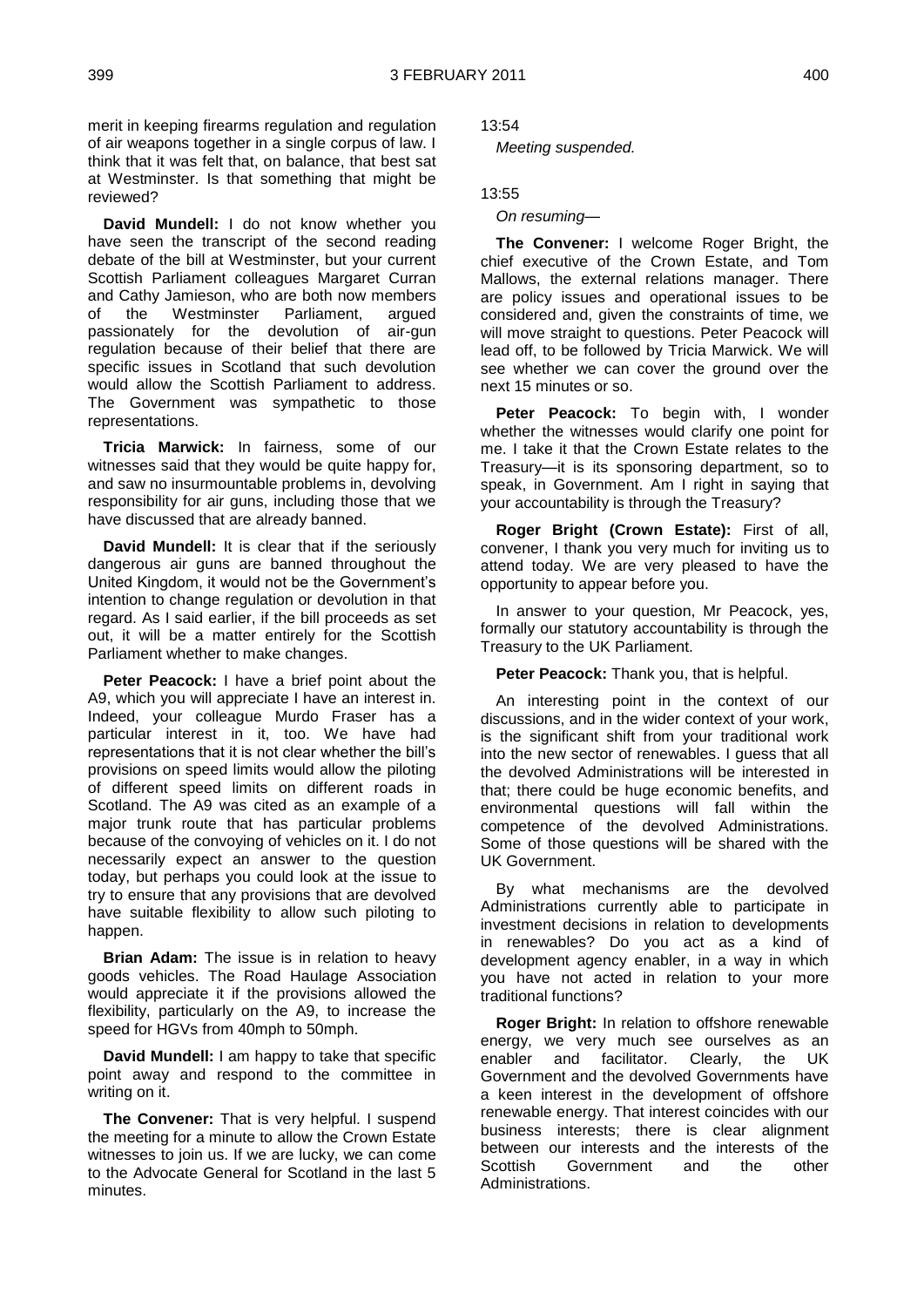merit in keeping firearms regulation and regulation of air weapons together in a single corpus of law. I think that it was felt that, on balance, that best sat at Westminster. Is that something that might be reviewed?

**David Mundell:** I do not know whether you have seen the transcript of the second reading debate of the bill at Westminster, but your current Scottish Parliament colleagues Margaret Curran and Cathy Jamieson, who are both now members of the Westminster Parliament, argued passionately for the devolution of air-gun regulation because of their belief that there are specific issues in Scotland that such devolution would allow the Scottish Parliament to address. The Government was sympathetic to those representations.

**Tricia Marwick:** In fairness, some of our witnesses said that they would be quite happy for, and saw no insurmountable problems in, devolving responsibility for air guns, including those that we have discussed that are already banned.

**David Mundell:** It is clear that if the seriously dangerous air guns are banned throughout the United Kingdom, it would not be the Government's intention to change regulation or devolution in that regard. As I said earlier, if the bill proceeds as set out, it will be a matter entirely for the Scottish Parliament whether to make changes.

**Peter Peacock:** I have a brief point about the A9, which you will appreciate I have an interest in. Indeed, your colleague Murdo Fraser has a particular interest in it, too. We have had representations that it is not clear whether the bill's provisions on speed limits would allow the piloting of different speed limits on different roads in Scotland. The A9 was cited as an example of a major trunk route that has particular problems because of the convoying of vehicles on it. I do not necessarily expect an answer to the question today, but perhaps you could look at the issue to try to ensure that any provisions that are devolved have suitable flexibility to allow such piloting to happen.

**Brian Adam:** The issue is in relation to heavy goods vehicles. The Road Haulage Association would appreciate it if the provisions allowed the flexibility, particularly on the A9, to increase the speed for HGVs from 40mph to 50mph.

**David Mundell:** I am happy to take that specific point away and respond to the committee in writing on it.

**The Convener:** That is very helpful. I suspend the meeting for a minute to allow the Crown Estate witnesses to join us. If we are lucky, we can come to the Advocate General for Scotland in the last 5 minutes.

13:54

*Meeting suspended.*

13:55

*On resuming—*

**The Convener:** I welcome Roger Bright, the chief executive of the Crown Estate, and Tom Mallows, the external relations manager. There are policy issues and operational issues to be considered and, given the constraints of time, we will move straight to questions. Peter Peacock will lead off, to be followed by Tricia Marwick. We will see whether we can cover the ground over the next 15 minutes or so.

**Peter Peacock:** To begin with, I wonder whether the witnesses would clarify one point for me. I take it that the Crown Estate relates to the Treasury—it is its sponsoring department, so to speak, in Government. Am I right in saying that your accountability is through the Treasury?

**Roger Bright (Crown Estate):** First of all, convener, I thank you very much for inviting us to attend today. We are very pleased to have the opportunity to appear before you.

In answer to your question, Mr Peacock, yes, formally our statutory accountability is through the Treasury to the UK Parliament.

**Peter Peacock:** Thank you, that is helpful.

An interesting point in the context of our discussions, and in the wider context of your work, is the significant shift from your traditional work into the new sector of renewables. I guess that all the devolved Administrations will be interested in that; there could be huge economic benefits, and environmental questions will fall within the competence of the devolved Administrations. Some of those questions will be shared with the UK Government.

By what mechanisms are the devolved Administrations currently able to participate in investment decisions in relation to developments in renewables? Do you act as a kind of development agency enabler, in a way in which you have not acted in relation to your more traditional functions?

**Roger Bright:** In relation to offshore renewable energy, we very much see ourselves as an enabler and facilitator. Clearly, the UK Government and the devolved Governments have a keen interest in the development of offshore renewable energy. That interest coincides with our business interests; there is clear alignment between our interests and the interests of the Scottish Government and the other Administrations.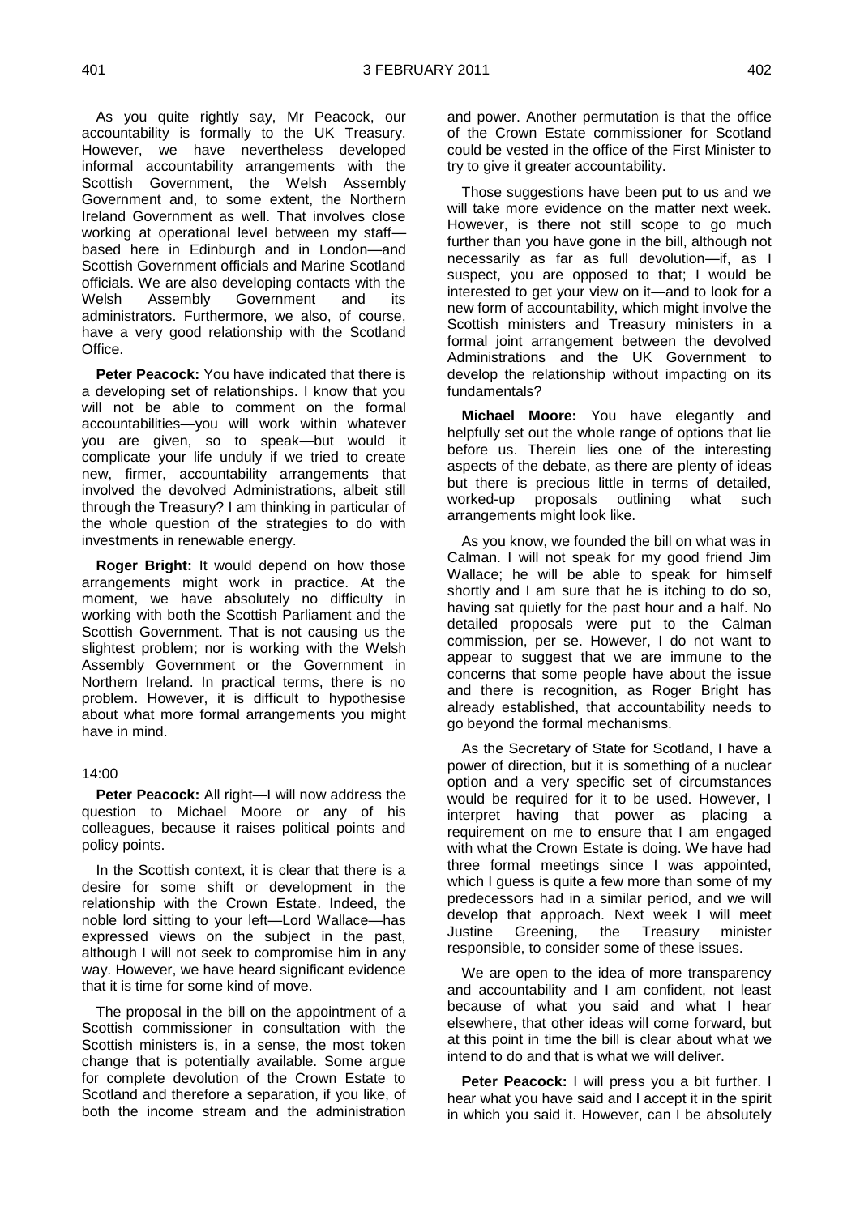As you quite rightly say, Mr Peacock, our accountability is formally to the UK Treasury. However, we have nevertheless developed informal accountability arrangements with the Scottish Government, the Welsh Assembly Government and, to some extent, the Northern Ireland Government as well. That involves close working at operational level between my staff—based here in Edinburgh and in London—and Scottish Government officials and Marine Scotland officials. We are also developing contacts with the Welsh Assembly Government and its administrators. Furthermore, we also, of course, have a very good relationship with the Scotland Office.

**Peter Peacock:** You have indicated that there is a developing set of relationships. I know that you will not be able to comment on the formal accountabilities—you will work within whatever you are given, so to speak—but would it complicate your life unduly if we tried to create new, firmer, accountability arrangements that involved the devolved Administrations, albeit still through the Treasury? I am thinking in particular of the whole question of the strategies to do with investments in renewable energy.

**Roger Bright:** It would depend on how those arrangements might work in practice. At the moment, we have absolutely no difficulty in working with both the Scottish Parliament and the Scottish Government. That is not causing us the slightest problem; nor is working with the Welsh Assembly Government or the Government in Northern Ireland. In practical terms, there is no problem. However, it is difficult to hypothesise about what more formal arrangements you might have in mind.

14:00

**Peter Peacock:** All right—I will now address the question to Michael Moore or any of his colleagues, because it raises political points and policy points.

In the Scottish context, it is clear that there is a desire for some shift or development in the relationship with the Crown Estate. Indeed, the noble lord sitting to your left—Lord Wallace—has expressed views on the subject in the past, although I will not seek to compromise him in any way. However, we have heard significant evidence that it is time for some kind of move.

The proposal in the bill on the appointment of a Scottish commissioner in consultation with the Scottish ministers is, in a sense, the most token change that is potentially available. Some argue for complete devolution of the Crown Estate to Scotland and therefore a separation, if you like, of both the income stream and the administration and power. Another permutation is that the office of the Crown Estate commissioner for Scotland could be vested in the office of the First Minister to try to give it greater accountability.

Those suggestions have been put to us and we will take more evidence on the matter next week. However, is there not still scope to go much further than you have gone in the bill, although not necessarily as far as full devolution—if, as I suspect, you are opposed to that; I would be interested to get your view on it—and to look for a new form of accountability, which might involve the Scottish ministers and Treasury ministers in a formal joint arrangement between the devolved Administrations and the UK Government to develop the relationship without impacting on its fundamentals?

**Michael Moore:** You have elegantly and helpfully set out the whole range of options that lie before us. Therein lies one of the interesting aspects of the debate, as there are plenty of ideas but there is precious little in terms of detailed, worked-up proposals outlining what such arrangements might look like.

As you know, we founded the bill on what was in Calman. I will not speak for my good friend Jim Wallace; he will be able to speak for himself shortly and I am sure that he is itching to do so, having sat quietly for the past hour and a half. No detailed proposals were put to the Calman commission, per se. However, I do not want to appear to suggest that we are immune to the concerns that some people have about the issue and there is recognition, as Roger Bright has already established, that accountability needs to go beyond the formal mechanisms.

As the Secretary of State for Scotland, I have a power of direction, but it is something of a nuclear option and a very specific set of circumstances would be required for it to be used. However, I interpret having that power as placing a requirement on me to ensure that I am engaged with what the Crown Estate is doing. We have had three formal meetings since I was appointed, which I guess is quite a few more than some of my predecessors had in a similar period, and we will develop that approach. Next week I will meet Justine Greening, the Treasury minister responsible, to consider some of these issues.

We are open to the idea of more transparency and accountability and I am confident, not least because of what you said and what I hear elsewhere, that other ideas will come forward, but at this point in time the bill is clear about what we intend to do and that is what we will deliver.

**Peter Peacock:** I will press you a bit further. I hear what you have said and I accept it in the spirit in which you said it. However, can I be absolutely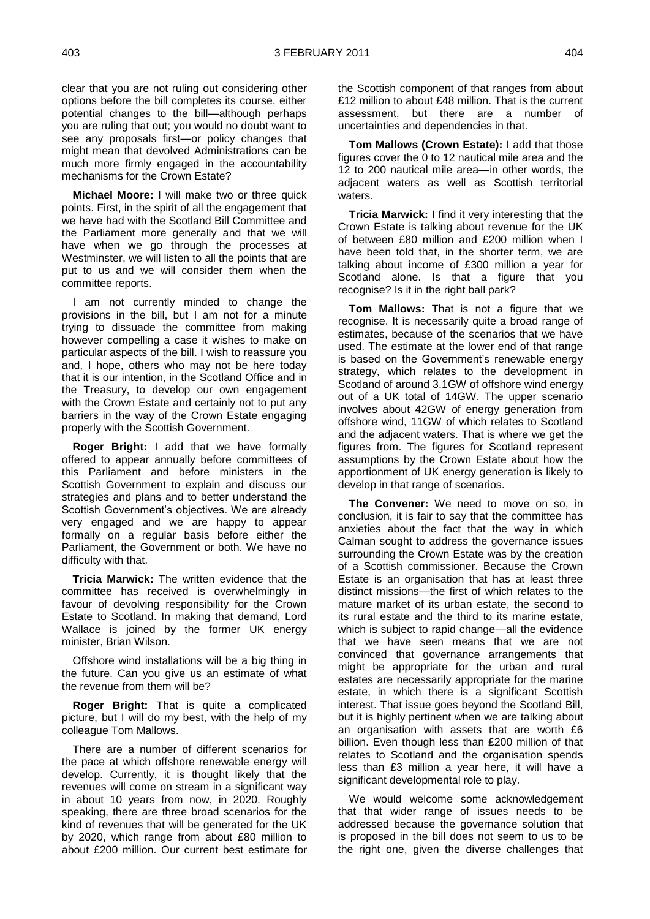clear that you are not ruling out considering other options before the bill completes its course, either potential changes to the bill—although perhaps you are ruling that out; you would no doubt want to see any proposals first—or policy changes that might mean that devolved Administrations can be much more firmly engaged in the accountability mechanisms for the Crown Estate?

**Michael Moore:** I will make two or three quick points. First, in the spirit of all the engagement that we have had with the Scotland Bill Committee and the Parliament more generally and that we will have when we go through the processes at Westminster, we will listen to all the points that are put to us and we will consider them when the committee reports.

I am not currently minded to change the provisions in the bill, but I am not for a minute trying to dissuade the committee from making however compelling a case it wishes to make on particular aspects of the bill. I wish to reassure you and, I hope, others who may not be here today that it is our intention, in the Scotland Office and in the Treasury, to develop our own engagement with the Crown Estate and certainly not to put any barriers in the way of the Crown Estate engaging properly with the Scottish Government.

**Roger Bright:** I add that we have formally offered to appear annually before committees of this Parliament and before ministers in the Scottish Government to explain and discuss our strategies and plans and to better understand the Scottish Government's objectives. We are already very engaged and we are happy to appear formally on a regular basis before either the Parliament, the Government or both. We have no difficulty with that.

**Tricia Marwick:** The written evidence that the committee has received is overwhelmingly in favour of devolving responsibility for the Crown Estate to Scotland. In making that demand, Lord Wallace is joined by the former UK energy minister, Brian Wilson.

Offshore wind installations will be a big thing in the future. Can you give us an estimate of what the revenue from them will be?

**Roger Bright:** That is quite a complicated picture, but I will do my best, with the help of my colleague Tom Mallows.

There are a number of different scenarios for the pace at which offshore renewable energy will develop. Currently, it is thought likely that the revenues will come on stream in a significant way in about 10 years from now, in 2020. Roughly speaking, there are three broad scenarios for the kind of revenues that will be generated for the UK by 2020, which range from about £80 million to about £200 million. Our current best estimate for the Scottish component of that ranges from about £12 million to about £48 million. That is the current assessment, but there are a number of uncertainties and dependencies in that.

**Tom Mallows (Crown Estate):** I add that those figures cover the 0 to 12 nautical mile area and the 12 to 200 nautical mile area—in other words, the adjacent waters as well as Scottish territorial waters.

**Tricia Marwick:** I find it very interesting that the Crown Estate is talking about revenue for the UK of between £80 million and £200 million when I have been told that, in the shorter term, we are talking about income of £300 million a year for Scotland alone. Is that a figure that you recognise? Is it in the right ball park?

**Tom Mallows:** That is not a figure that we recognise. It is necessarily quite a broad range of estimates, because of the scenarios that we have used. The estimate at the lower end of that range is based on the Government's renewable energy strategy, which relates to the development in Scotland of around 3.1GW of offshore wind energy out of a UK total of 14GW. The upper scenario involves about 42GW of energy generation from offshore wind, 11GW of which relates to Scotland and the adjacent waters. That is where we get the figures from. The figures for Scotland represent assumptions by the Crown Estate about how the apportionment of UK energy generation is likely to develop in that range of scenarios.

**The Convener:** We need to move on so, in conclusion, it is fair to say that the committee has anxieties about the fact that the way in which Calman sought to address the governance issues surrounding the Crown Estate was by the creation of a Scottish commissioner. Because the Crown Estate is an organisation that has at least three distinct missions—the first of which relates to the mature market of its urban estate, the second to its rural estate and the third to its marine estate, which is subject to rapid change—all the evidence that we have seen means that we are not convinced that governance arrangements that might be appropriate for the urban and rural estates are necessarily appropriate for the marine estate, in which there is a significant Scottish interest. That issue goes beyond the Scotland Bill, but it is highly pertinent when we are talking about an organisation with assets that are worth £6 billion. Even though less than £200 million of that relates to Scotland and the organisation spends less than £3 million a year here, it will have a significant developmental role to play.

We would welcome some acknowledgement that that wider range of issues needs to be addressed because the governance solution that is proposed in the bill does not seem to us to be the right one, given the diverse challenges that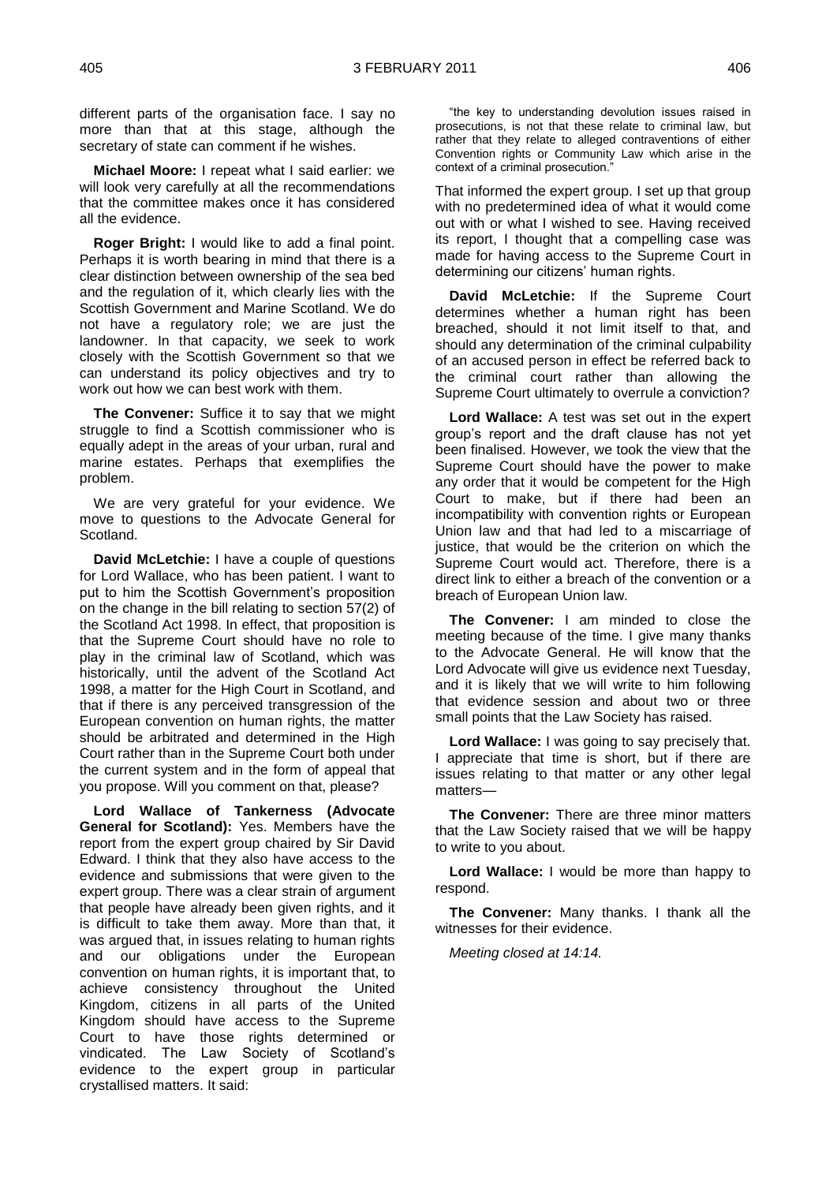different parts of the organisation face. I say no more than that at this stage, although the secretary of state can comment if he wishes.

**Michael Moore:** I repeat what I said earlier: we will look very carefully at all the recommendations that the committee makes once it has considered all the evidence.

**Roger Bright:** I would like to add a final point. Perhaps it is worth bearing in mind that there is a clear distinction between ownership of the sea bed and the regulation of it, which clearly lies with the Scottish Government and Marine Scotland. We do not have a regulatory role; we are just the landowner. In that capacity, we seek to work closely with the Scottish Government so that we can understand its policy objectives and try to work out how we can best work with them.

**The Convener:** Suffice it to say that we might struggle to find a Scottish commissioner who is equally adept in the areas of your urban, rural and marine estates. Perhaps that exemplifies the problem.

We are very grateful for your evidence. We move to questions to the Advocate General for Scotland.

**David McLetchie:** I have a couple of questions for Lord Wallace, who has been patient. I want to put to him the Scottish Government's proposition on the change in the bill relating to section 57(2) of the Scotland Act 1998. In effect, that proposition is that the Supreme Court should have no role to play in the criminal law of Scotland, which was historically, until the advent of the Scotland Act 1998, a matter for the High Court in Scotland, and that if there is any perceived transgression of the European convention on human rights, the matter should be arbitrated and determined in the High Court rather than in the Supreme Court both under the current system and in the form of appeal that you propose. Will you comment on that, please?

**Lord Wallace of Tankerness (Advocate General for Scotland):** Yes. Members have the report from the expert group chaired by Sir David Edward. I think that they also have access to the evidence and submissions that were given to the expert group. There was a clear strain of argument that people have already been given rights, and it is difficult to take them away. More than that, it was argued that, in issues relating to human rights and our obligations under the European convention on human rights, it is important that, to achieve consistency throughout the United Kingdom, citizens in all parts of the United Kingdom should have access to the Supreme Court to have those rights determined or vindicated. The Law Society of Scotland's evidence to the expert group in particular crystallised matters. It said:

> "the key to understanding devolution issues raised in prosecutions, is not that these relate to criminal law, but rather that they relate to alleged contraventions of either Convention rights or Community Law which arise in the context of a criminal prosecution."

That informed the expert group. I set up that group with no predetermined idea of what it would come out with or what I wished to see. Having received its report, I thought that a compelling case was made for having access to the Supreme Court in determining our citizens' human rights.

**David McLetchie:** If the Supreme Court determines whether a human right has been breached, should it not limit itself to that, and should any determination of the criminal culpability of an accused person in effect be referred back to the criminal court rather than allowing the Supreme Court ultimately to overrule a conviction?

**Lord Wallace:** A test was set out in the expert group's report and the draft clause has not yet been finalised. However, we took the view that the Supreme Court should have the power to make any order that it would be competent for the High Court to make, but if there had been an incompatibility with convention rights or European Union law and that had led to a miscarriage of justice, that would be the criterion on which the Supreme Court would act. Therefore, there is a direct link to either a breach of the convention or a breach of European Union law.

**The Convener:** I am minded to close the meeting because of the time. I give many thanks to the Advocate General. He will know that the Lord Advocate will give us evidence next Tuesday, and it is likely that we will write to him following that evidence session and about two or three small points that the Law Society has raised.

**Lord Wallace:** I was going to say precisely that. I appreciate that time is short, but if there are issues relating to that matter or any other legal matters—

**The Convener:** There are three minor matters that the Law Society raised that we will be happy to write to you about.

**Lord Wallace:** I would be more than happy to respond.

**The Convener:** Many thanks. I thank all the witnesses for their evidence.

*Meeting closed at 14:14.*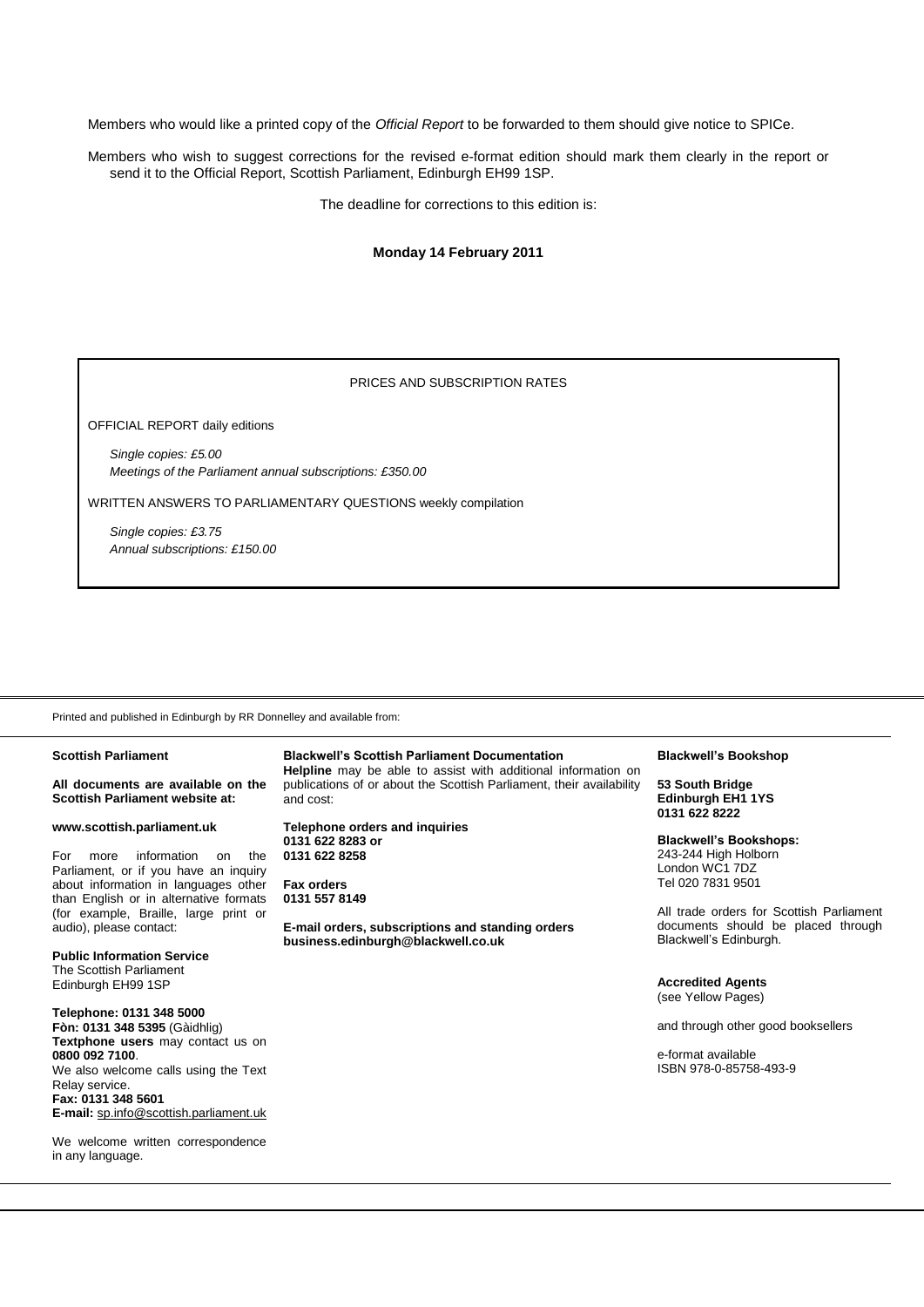Members who would like a printed copy of the *Official Report* to be forwarded to them should give notice to SPICe.

Members who wish to suggest corrections for the revised e-format edition should mark them clearly in the report or send it to the Official Report, Scottish Parliament, Edinburgh EH99 1SP.

The deadline for corrections to this edition is:

**Monday 14 February 2011**

PRICES AND SUBSCRIPTION RATES

OFFICIAL REPORT daily editions

*Single copies: £5.00*
*Meetings of the Parliament annual subscriptions: £350.00*

WRITTEN ANSWERS TO PARLIAMENTARY QUESTIONS weekly compilation

*Single copies: £3.75*
*Annual subscriptions: £150.00*

Printed and published in Edinburgh by RR Donnelley and available from:

**Scottish Parliament**

**All documents are available on the Scottish Parliament website at:**

**www.scottish.parliament.uk**

For more information on the Parliament, or if you have an inquiry about information in languages other than English or in alternative formats (for example, Braille, large print or audio), please contact:

**Public Information Service**
The Scottish Parliament
Edinburgh EH99 1SP

**Telephone: 0131 348 5000**
**Fòn: 0131 348 5395** (Gàidhlig)
**Textphone users** may contact us on **0800 092 7100**.
We also welcome calls using the Text Relay service.
**Fax: 0131 348 5601**
**E-mail:** sp.info@scottish.parliament.uk

We welcome written correspondence in any language.

**Blackwell's Scottish Parliament Documentation Helpline** may be able to assist with additional information on publications of or about the Scottish Parliament, their availability and cost:

**Telephone orders and inquiries**
**0131 622 8283 or**
**0131 622 8258**

**Fax orders**
**0131 557 8149**

**E-mail orders, subscriptions and standing orders**
**business.edinburgh@blackwell.co.uk**

**Blackwell's Bookshop**

**53 South Bridge**
**Edinburgh EH1 1YS**
**0131 622 8222**

**Blackwell's Bookshops:**
243-244 High Holborn
London WC1 7DZ
Tel 020 7831 9501

All trade orders for Scottish Parliament documents should be placed through Blackwell's Edinburgh.

**Accredited Agents**
(see Yellow Pages)

and through other good booksellers

e-format available
ISBN 978-0-85758-493-9